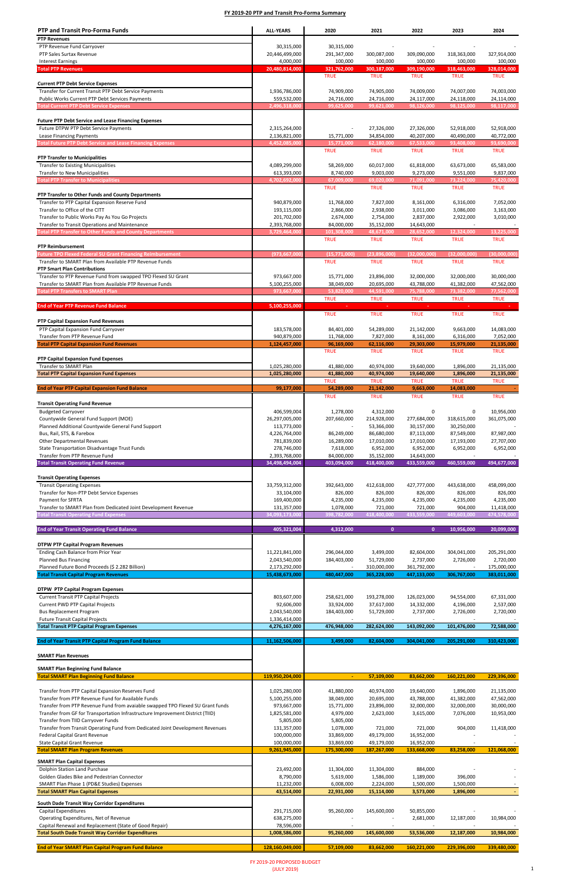# FY 2019-20 PTP and Transit Pro-Forma Summary

| PTP and Transit Pro-Forma Funds | ALL-YEARS | 2020 | 2021 | 2022 | 2023 | 2024 |
|---|---|---|---|---|---|---|
| **PTP Revenues** | | | | | | |
| PTP Revenue Fund Carryover | 30,315,000 | 30,315,000 | - | - | - | - |
| PTP Sales Surtax Revenue | 20,446,499,000 | 291,347,000 | 300,087,000 | 309,090,000 | 318,363,000 | 327,914,000 |
| Interest Earnings | 4,000,000 | 100,000 | 100,000 | 100,000 | 100,000 | 100,000 |
| **Total PTP Revenues** | **20,480,814,000** | **321,762,000** | **300,187,000** | **309,190,000** | **318,463,000** | **328,014,000** |
| | | TRUE | TRUE | TRUE | TRUE | TRUE |
| **Current PTP Debt Service Expenses** | | | | | | |
| Transfer for Current Transit PTP Debt Service Payments | 1,936,786,000 | 74,909,000 | 74,905,000 | 74,009,000 | 74,007,000 | 74,003,000 |
| Public Works Current PTP Debt Services Payments | 559,532,000 | 24,716,000 | 24,716,000 | 24,117,000 | 24,118,000 | 24,114,000 |
| **Total Current PTP Debt Service Expenses** | **2,496,318,000** | **99,625,000** | **99,621,000** | **98,126,000** | **98,125,000** | **98,117,000** |
| **Future PTP Debt Service and Lease Financing Expenses** | | | | | | |
| Future DTPW PTP Debt Service Payments | 2,315,264,000 | - | 27,326,000 | 27,326,000 | 52,918,000 | 52,918,000 |
| Lease Financing Payments | 2,136,821,000 | 15,771,000 | 34,854,000 | 40,207,000 | 40,490,000 | 40,772,000 |
| **Total Future PTP Debt Service and Lease Financing Expenses** | **4,452,085,000** | **15,771,000** | **62,180,000** | **67,533,000** | **93,408,000** | **93,690,000** |
| | | TRUE | TRUE | TRUE | TRUE | TRUE |
| **PTP Transfer to Municipalities** | | | | | | |
| Transfer to Existing Municipalities | 4,089,299,000 | 58,269,000 | 60,017,000 | 61,818,000 | 63,673,000 | 65,583,000 |
| Transfer to New Municipalities | 613,393,000 | 8,740,000 | 9,003,000 | 9,273,000 | 9,551,000 | 9,837,000 |
| **Total PTP Transfer to Municipalities** | **4,702,692,000** | **67,009,000** | **69,020,000** | **71,091,000** | **73,224,000** | **75,420,000** |
| | | TRUE | TRUE | TRUE | TRUE | TRUE |
| **PTP Transfer to Other Funds and County Departments** | | | | | | |
| Transfer to PTP Capital Expansion Reserve Fund | 940,879,000 | 11,768,000 | 7,827,000 | 8,161,000 | 6,316,000 | 7,052,000 |
| Transfer to Office of the CITT | 193,115,000 | 2,866,000 | 2,938,000 | 3,011,000 | 3,086,000 | 3,163,000 |
| Transfer to Public Works Pay As You Go Projects | 201,702,000 | 2,674,000 | 2,754,000 | 2,837,000 | 2,922,000 | 3,010,000 |
| Transfer to Transit Operations and Maintenance | 2,393,768,000 | 84,000,000 | 35,152,000 | 14,643,000 | - | - |
| **Total PTP Transfer to Other Funds and County Departments** | **3,729,464,000** | **101,308,000** | **48,671,000** | **28,652,000** | **12,324,000** | **13,225,000** |
| | | TRUE | TRUE | TRUE | TRUE | TRUE |
| **PTP Reimbursement** | | | | | | |
| **Future TPO Flexed Federal SU Grant Financing Reimbursement** | **(973,667,000)** | **(15,771,000)** | **(23,896,000)** | **(32,000,000)** | **(32,000,000)** | **(30,000,000)** |
| Transfer to SMART Plan from Available PTP Revenue Funds | | TRUE | TRUE | TRUE | TRUE | TRUE |
| **PTP Smart Plan Contributions** | | | | | | |
| Transfer to PTP Revenue Fund from swapped TPO Flexed SU Grant | 973,667,000 | 15,771,000 | 23,896,000 | 32,000,000 | 32,000,000 | 30,000,000 |
| Transfer to SMART Plan from Available PTP Revenue Funds | 5,100,255,000 | 38,049,000 | 20,695,000 | 43,788,000 | 41,382,000 | 47,562,000 |
| **Total PTP Transfers to SMART Plan** | **973,667,000** | **53,820,000** | **44,591,000** | **75,788,000** | **73,382,000** | **77,562,000** |
| | | TRUE | TRUE | TRUE | TRUE | TRUE |
| **End of Year PTP Revenue Fund Balance** | **5,100,255,000** | **-** | **-** | **-** | **-** | **-** |
| | | TRUE | TRUE | TRUE | TRUE | TRUE |
| **PTP Capital Expansion Fund Revenues** | | | | | | |
| PTP Capital Expansion Fund Carryover | 183,578,000 | 84,401,000 | 54,289,000 | 21,142,000 | 9,663,000 | 14,083,000 |
| Transfer from PTP Revenue Fund | 940,879,000 | 11,768,000 | 7,827,000 | 8,161,000 | 6,316,000 | 7,052,000 |
| **Total PTP Capital Expansion Fund Revenues** | **1,124,457,000** | **96,169,000** | **62,116,000** | **29,303,000** | **15,979,000** | **21,135,000** |
| | | TRUE | TRUE | TRUE | TRUE | TRUE |
| **PTP Capital Expansion Fund Expenses** | | | | | | |
| Transfer to SMART Plan | 1,025,280,000 | 41,880,000 | 40,974,000 | 19,640,000 | 1,896,000 | 21,135,000 |
| **Total PTP Capital Expansion Fund Expenses** | **1,025,280,000** | **41,880,000** | **40,974,000** | **19,640,000** | **1,896,000** | **21,135,000** |
| | | TRUE | TRUE | TRUE | TRUE | TRUE |
| **End of Year PTP Capital Expansion Fund Balance** | **99,177,000** | **54,289,000** | **21,142,000** | **9,663,000** | **14,083,000** | **-** |
| | | TRUE | TRUE | TRUE | TRUE | TRUE |
| **Transit Operating Fund Revenue** | | | | | | |
| Budgeted Carryover | 406,599,004 | 1,278,000 | 4,312,000 | 0 | 0 | 10,956,000 |
| Countywide General Fund Support (MOE) | 26,297,005,000 | 207,660,000 | 214,928,000 | 277,684,000 | 318,615,000 | 361,075,000 |
| Planned Additional Countywide General Fund Support | 113,773,000 | - | 53,366,000 | 30,157,000 | 30,250,000 | - |
| Bus, Rail, STS, & Farebox | 4,226,764,000 | 86,249,000 | 86,680,000 | 87,113,000 | 87,549,000 | 87,987,000 |
| Other Departmental Revenues | 781,839,000 | 16,289,000 | 17,010,000 | 17,010,000 | 17,193,000 | 27,707,000 |
| State Transportation Disadvantage Trust Funds | 278,746,000 | 7,618,000 | 6,952,000 | 6,952,000 | 6,952,000 | 6,952,000 |
| Transfer from PTP Revenue Fund | 2,393,768,000 | 84,000,000 | 35,152,000 | 14,643,000 | - | - |
| **Total Transit Operating Fund Revenue** | **34,498,494,004** | **403,094,000** | **418,400,000** | **433,559,000** | **460,559,000** | **494,677,000** |
| **Transit Operating Expenses** | | | | | | |
| Transit Operating Expenses | 33,759,312,000 | 392,643,000 | 412,618,000 | 427,777,000 | 443,638,000 | 458,099,000 |
| Transfer for Non-PTP Debt Service Expenses | 33,104,000 | 826,000 | 826,000 | 826,000 | 826,000 | 826,000 |
| Payment for SFRTA | 169,400,000 | 4,235,000 | 4,235,000 | 4,235,000 | 4,235,000 | 4,235,000 |
| Transfer to SMART Plan from Dedicated Joint Development Revenue | 131,357,000 | 1,078,000 | 721,000 | 721,000 | 904,000 | 11,418,000 |
| **Total Transit Operating Fund Expenses** | **34,093,173,000** | **398,782,000** | **418,400,000** | **433,559,000** | **449,603,000** | **474,578,000** |
| **End of Year Transit Operating Fund Balance** | **405,321,004** | **4,312,000** | **0** | **0** | **10,956,000** | **20,099,000** |
| **DTPW PTP Capital Program Revenues** | | | | | | |
| Ending Cash Balance from Prior Year | 11,221,841,000 | 296,044,000 | 3,499,000 | 82,604,000 | 304,041,000 | 205,291,000 |
| Planned Bus Financing | 2,043,540,000 | 184,403,000 | 51,729,000 | 2,737,000 | 2,726,000 | 2,720,000 |
| Planned Future Bond Proceeds ($ 2.282 Billion) | 2,173,292,000 | - | 310,000,000 | 361,792,000 | - | 175,000,000 |
| **Total Transit Capital Program Revenues** | **15,438,673,000** | **480,447,000** | **365,228,000** | **447,133,000** | **306,767,000** | **383,011,000** |
| **DTPW PTP Capital Program Expenses** | | | | | | |
| Current Transit PTP Capital Projects | 803,607,000 | 258,621,000 | 193,278,000 | 126,023,000 | 94,554,000 | 67,331,000 |
| Current PWD PTP Capital Projects | 92,606,000 | 33,924,000 | 37,617,000 | 14,332,000 | 4,196,000 | 2,537,000 |
| Bus Replacement Program | 2,043,540,000 | 184,403,000 | 51,729,000 | 2,737,000 | 2,726,000 | 2,720,000 |
| Future Transit Capital Projects | 1,336,414,000 | - | - | - | - | - |
| **Total Transit PTP Capital Program Expenses** | **4,276,167,000** | **476,948,000** | **282,624,000** | **143,092,000** | **101,476,000** | **72,588,000** |
| **End of Year Transit PTP Capital Program Fund Balance** | **11,162,506,000** | **3,499,000** | **82,604,000** | **304,041,000** | **205,291,000** | **310,423,000** |
| **SMART Plan Revenues** | | | | | | |
| **SMART Plan Beginning Fund Balance** | | | | | | |
| **Total SMART Plan Beginning Fund Balance** | **119,950,204,000** | **-** | **57,109,000** | **83,662,000** | **160,221,000** | **229,396,000** |
| Transfer from PTP Capital Expansion Reserves Fund | 1,025,280,000 | 41,880,000 | 40,974,000 | 19,640,000 | 1,896,000 | 21,135,000 |
| Transfer from PTP Revenue Fund for Available Funds | 5,100,255,000 | 38,049,000 | 20,695,000 | 43,788,000 | 41,382,000 | 47,562,000 |
| Transfer from PTP Revenue Fund from avaiable swapped TPO Flexed SU Grant funds | 973,667,000 | 15,771,000 | 23,896,000 | 32,000,000 | 32,000,000 | 30,000,000 |
| Transfer from GF for Transportation Infrastructure Improvement District (TIID) | 1,825,581,000 | 4,979,000 | 2,623,000 | 3,615,000 | 7,076,000 | 10,953,000 |
| Transfer from TIID Carryover Funds | 5,805,000 | 5,805,000 | | | | |
| Transfer from Transit Operating Fund from Dedicated Joint Development Revenues | 131,357,000 | 1,078,000 | 721,000 | 721,000 | 904,000 | 11,418,000 |
| Federal Capital Grant Revenue | 100,000,000 | 33,869,000 | 49,179,000 | 16,952,000 | - | - |
| State Capital Grant Revenue | 100,000,000 | 33,869,000 | 49,179,000 | 16,952,000 | - | - |
| **Total SMART Plan Program Revenues** | **9,261,945,000** | **175,300,000** | **187,267,000** | **133,668,000** | **83,258,000** | **121,068,000** |
| **SMART Plan Capital Expenses** | | | | | | |
| Dolphin Station Land Purchase | 23,492,000 | 11,304,000 | 11,304,000 | 884,000 | - | - |
| Golden Glades Bike and Pedestrian Connector | 8,790,000 | 5,619,000 | 1,586,000 | 1,189,000 | 396,000 | - |
| SMART Plan Phase 1 (PD&E Studies) Expenses | 11,232,000 | 6,008,000 | 2,224,000 | 1,500,000 | 1,500,000 | - |
| **Total SMART Plan Capital Expenses** | **43,514,000** | **22,931,000** | **15,114,000** | **3,573,000** | **1,896,000** | **-** |
| **South Dade Transit Way Corridor Expenditures** | | | | | | |
| Capital Expenditures | 291,715,000 | 95,260,000 | 145,600,000 | 50,855,000 | - | - |
| Operating Expenditures, Net of Revenue | 638,275,000 | - | - | 2,681,000 | 12,187,000 | 10,984,000 |
| Capital Renewal and Replacement (State of Good Repair) | 78,596,000 | - | - | - | - | - |
| **Total South Dade Transit Way Corridor Expenditures** | **1,008,586,000** | **95,260,000** | **145,600,000** | **53,536,000** | **12,187,000** | **10,984,000** |
| **End of Year SMART Plan Capital Program Fund Balance** | **128,160,049,000** | **57,109,000** | **83,662,000** | **160,221,000** | **229,396,000** | **339,480,000** |

FY 2019-20 PROPOSED BUDGET
(JULY 2019)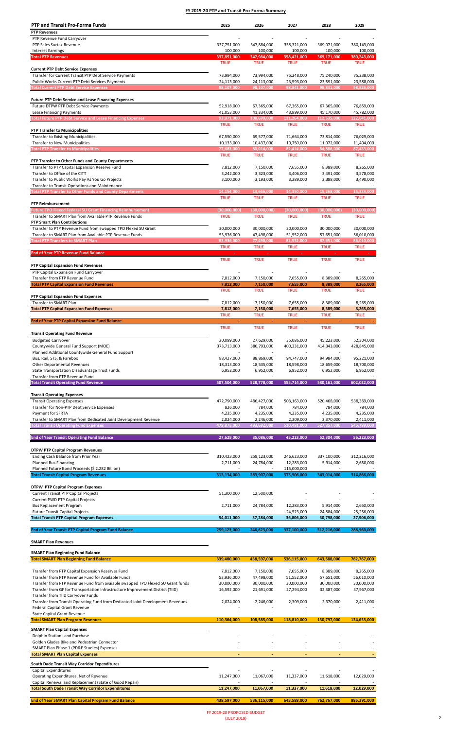### FY 2019-20 PTP and Transit Pro-Forma Summary

| PTP and Transit Pro-Forma Funds | 2025 | 2026 | 2027 | 2028 | 2029 |
|---|---|---|---|---|---|
| **PTP Revenues** | | | | | |
| PTP Revenue Fund Carryover | - | - | - | - | - |
| PTP Sales Surtax Revenue | 337,751,000 | 347,884,000 | 358,321,000 | 369,071,000 | 380,143,000 |
| Interest Earnings | 100,000 | 100,000 | 100,000 | 100,000 | 100,000 |
| **Total PTP Revenues** | **337,851,000** | **347,984,000** | **358,421,000** | **369,171,000** | **380,243,000** |
| | TRUE | TRUE | TRUE | TRUE | TRUE |
| **Current PTP Debt Service Expenses** | | | | | |
| Transfer for Current Transit PTP Debt Service Payments | 73,994,000 | 73,994,000 | 75,248,000 | 75,240,000 | 75,238,000 |
| Public Works Current PTP Debt Services Payments | 24,113,000 | 24,113,000 | 23,593,000 | 23,591,000 | 23,588,000 |
| **Total Current PTP Debt Service Expenses** | **98,107,000** | **98,107,000** | **98,841,000** | **98,831,000** | **98,826,000** |
| **Future PTP Debt Service and Lease Financing Expenses** | | | | | |
| Future DTPW PTP Debt Service Payments | 52,918,000 | 67,365,000 | 67,365,000 | 67,365,000 | 76,859,000 |
| Lease Financing Payments | 41,053,000 | 41,334,000 | 43,899,000 | 45,170,000 | 45,782,000 |
| **Total Future PTP Debt Service and Lease Financing Expenses** | **93,971,000** | **108,699,000** | **111,264,000** | **112,535,000** | **122,641,000** |
| | TRUE | TRUE | TRUE | TRUE | TRUE |
| **PTP Transfer to Municipalities** | | | | | |
| Transfer to Existing Municipalities | 67,550,000 | 69,577,000 | 71,664,000 | 73,814,000 | 76,029,000 |
| Transfer to New Municipalities | 10,133,000 | 10,437,000 | 10,750,000 | 11,072,000 | 11,404,000 |
| **Total PTP Transfer to Municipalities** | **77,683,000** | **80,014,000** | **82,414,000** | **84,886,000** | **87,433,000** |
| | TRUE | TRUE | TRUE | TRUE | TRUE |
| **PTP Transfer to Other Funds and County Departments** | | | | | |
| Transfer to PTP Capital Expansion Reserve Fund | 7,812,000 | 7,150,000 | 7,655,000 | 8,389,000 | 8,265,000 |
| Transfer to Office of the CITT | 3,242,000 | 3,323,000 | 3,406,000 | 3,491,000 | 3,578,000 |
| Transfer to Public Works Pay As You Go Projects | 3,100,000 | 3,193,000 | 3,289,000 | 3,388,000 | 3,490,000 |
| Transfer to Transit Operations and Maintenance | - | - | - | - | - |
| **Total PTP Transfer to Other Funds and County Departments** | **14,154,000** | **13,666,000** | **14,350,000** | **15,268,000** | **15,333,000** |
| | TRUE | TRUE | TRUE | TRUE | TRUE |
| **PTP Reimbursement** | | | | | |
| Future TPO Flexed Federal SU Grant Financing Reimbursement | (30,000,000) | (30,000,000) | (30,000,000) | (30,000,000) | (30,000,000) |
| Transfer to SMART Plan from Available PTP Revenue Funds | TRUE | TRUE | TRUE | TRUE | TRUE |
| **PTP Smart Plan Contributions** | | | | | |
| Transfer to PTP Revenue Fund from swapped TPO Flexed SU Grant | 30,000,000 | 30,000,000 | 30,000,000 | 30,000,000 | 30,000,000 |
| Transfer to SMART Plan from Available PTP Revenue Funds | 53,936,000 | 47,498,000 | 51,552,000 | 57,651,000 | 56,010,000 |
| **Total PTP Transfers to SMART Plan** | **83,936,000** | **77,498,000** | **81,552,000** | **87,651,000** | **86,010,000** |
| | TRUE | TRUE | TRUE | TRUE | TRUE |
| **End of Year PTP Revenue Fund Balance** | - | - | - | - | - |
| | TRUE | TRUE | TRUE | TRUE | TRUE |
| **PTP Capital Expansion Fund Revenues** | | | | | |
| PTP Capital Expansion Fund Carryover | - | - | - | - | - |
| Transfer from PTP Revenue Fund | 7,812,000 | 7,150,000 | 7,655,000 | 8,389,000 | 8,265,000 |
| **Total PTP Capital Expansion Fund Revenues** | **7,812,000** | **7,150,000** | **7,655,000** | **8,389,000** | **8,265,000** |
| | TRUE | TRUE | TRUE | TRUE | TRUE |
| **PTP Capital Expansion Fund Expenses** | | | | | |
| Transfer to SMART Plan | 7,812,000 | 7,150,000 | 7,655,000 | 8,389,000 | 8,265,000 |
| **Total PTP Capital Expansion Fund Expenses** | **7,812,000** | **7,150,000** | **7,655,000** | **8,389,000** | **8,265,000** |
| | TRUE | TRUE | TRUE | TRUE | TRUE |
| **End of Year PTP Capital Expansion Fund Balance** | - | - | - | - | - |
| | TRUE | TRUE | TRUE | TRUE | TRUE |
| **Transit Operating Fund Revenue** | | | | | |
| Budgeted Carryover | 20,099,000 | 27,629,000 | 35,086,000 | 45,223,000 | 52,304,000 |
| Countywide General Fund Support (MOE) | 373,713,000 | 386,793,000 | 400,331,000 | 414,343,000 | 428,845,000 |
| Planned Additional Countywide General Fund Support | - | - | - | - | - |
| Bus, Rail, STS, & Farebox | 88,427,000 | 88,869,000 | 94,747,000 | 94,984,000 | 95,221,000 |
| Other Departmental Revenues | 18,313,000 | 18,535,000 | 18,598,000 | 18,659,000 | 18,700,000 |
| State Transportation Disadvantage Trust Funds | 6,952,000 | 6,952,000 | 6,952,000 | 6,952,000 | 6,952,000 |
| Transfer from PTP Revenue Fund | - | - | - | - | - |
| **Total Transit Operating Fund Revenue** | **507,504,000** | **528,778,000** | **555,714,000** | **580,161,000** | **602,022,000** |
| **Transit Operating Expenses** | | | | | |
| Transit Operating Expenses | 472,790,000 | 486,427,000 | 503,163,000 | 520,468,000 | 538,369,000 |
| Transfer for Non-PTP Debt Service Expenses | 826,000 | 784,000 | 784,000 | 784,000 | 784,000 |
| Payment for SFRTA | 4,235,000 | 4,235,000 | 4,235,000 | 4,235,000 | 4,235,000 |
| Transfer to SMART Plan from Dedicated Joint Development Revenue | 2,024,000 | 2,246,000 | 2,309,000 | 2,370,000 | 2,411,000 |
| **Total Transit Operating Expenses** | **479,875,000** | **493,692,000** | **510,491,000** | **527,857,000** | **545,799,000** |
| **End of Year Transit Operating Fund Balance** | **27,629,000** | **35,086,000** | **45,223,000** | **52,304,000** | **56,223,000** |
| **DTPW PTP Capital Program Revenues** | | | | | |
| Ending Cash Balance from Prior Year | 310,423,000 | 259,123,000 | 246,623,000 | 337,100,000 | 312,216,000 |
| Planned Bus Financing | 2,711,000 | 24,784,000 | 12,283,000 | 5,914,000 | 2,650,000 |
| Planned Future Bond Proceeds ($ 2.282 Billion) | - | - | 115,000,000 | - | - |
| **Total Transit Capital Program Revenues** | **313,134,000** | **283,907,000** | **373,906,000** | **343,014,000** | **314,866,000** |
| **DTPW PTP Capital Program Expenses** | | | | | |
| Current Transit PTP Capital Projects | 51,300,000 | 12,500,000 | - | - | - |
| Current PWD PTP Capital Projects | - | - | - | - | - |
| Bus Replacement Program | 2,711,000 | 24,784,000 | 12,283,000 | 5,914,000 | 2,650,000 |
| Future Transit Capital Projects | - | - | 24,523,000 | 24,884,000 | 25,256,000 |
| **Total Transit PTP Capital Program Expenses** | **54,011,000** | **37,284,000** | **36,806,000** | **30,798,000** | **27,906,000** |
| **End of Year Transit PTP Capital Program Fund Balance** | **259,123,000** | **246,623,000** | **337,100,000** | **312,216,000** | **286,960,000** |
| **SMART Plan Revenues** | | | | | |
| **SMART Plan Beginning Fund Balance** | | | | | |
| **Total SMART Plan Beginning Fund Balance** | **339,480,000** | **438,597,000** | **536,115,000** | **643,588,000** | **762,767,000** |
| Transfer from PTP Capital Expansion Reserves Fund | 7,812,000 | 7,150,000 | 7,655,000 | 8,389,000 | 8,265,000 |
| Transfer from PTP Revenue Fund for Available Funds | 53,936,000 | 47,498,000 | 51,552,000 | 57,651,000 | 56,010,000 |
| Transfer from PTP Revenue Fund from avaiable swapped TPO Flexed SU Grant funds | 30,000,000 | 30,000,000 | 30,000,000 | 30,000,000 | 30,000,000 |
| Transfer from GF for Transportation Infrastructure Improvement District (TIID) | 16,592,000 | 21,691,000 | 27,294,000 | 32,387,000 | 37,967,000 |
| Transfer from TIID Carryover Funds | | | | | |
| Transfer from Transit Operating Fund from Dedicated Joint Development Revenues | 2,024,000 | 2,246,000 | 2,309,000 | 2,370,000 | 2,411,000 |
| Federal Capital Grant Revenue | - | - | - | - | - |
| State Capital Grant Revenue | - | - | - | - | - |
| **Total SMART Plan Program Revenues** | **110,364,000** | **108,585,000** | **118,810,000** | **130,797,000** | **134,653,000** |
| **SMART Plan Capital Expenses** | | | | | |
| Dolphin Station Land Purchase | - | - | - | - | - |
| Golden Glades Bike and Pedestrian Connector | - | - | - | - | - |
| SMART Plan Phase 1 (PD&E Studies) Expenses | - | - | - | - | - |
| **Total SMART Plan Capital Expenses** | - | - | - | - | - |
| **South Dade Transit Way Corridor Expenditures** | | | | | |
| Capital Expenditures | - | - | - | - | - |
| Operating Expenditures, Net of Revenue | 11,247,000 | 11,067,000 | 11,337,000 | 11,618,000 | 12,029,000 |
| Capital Renewal and Replacement (State of Good Repair) | - | - | - | - | - |
| **Total South Dade Transit Way Corridor Expenditures** | **11,247,000** | **11,067,000** | **11,337,000** | **11,618,000** | **12,029,000** |
| **End of Year SMART Plan Capital Program Fund Balance** | **438,597,000** | **536,115,000** | **643,588,000** | **762,767,000** | **885,391,000** |

FY 2019-20 PROPOSED BUDGET
(JULY 2019)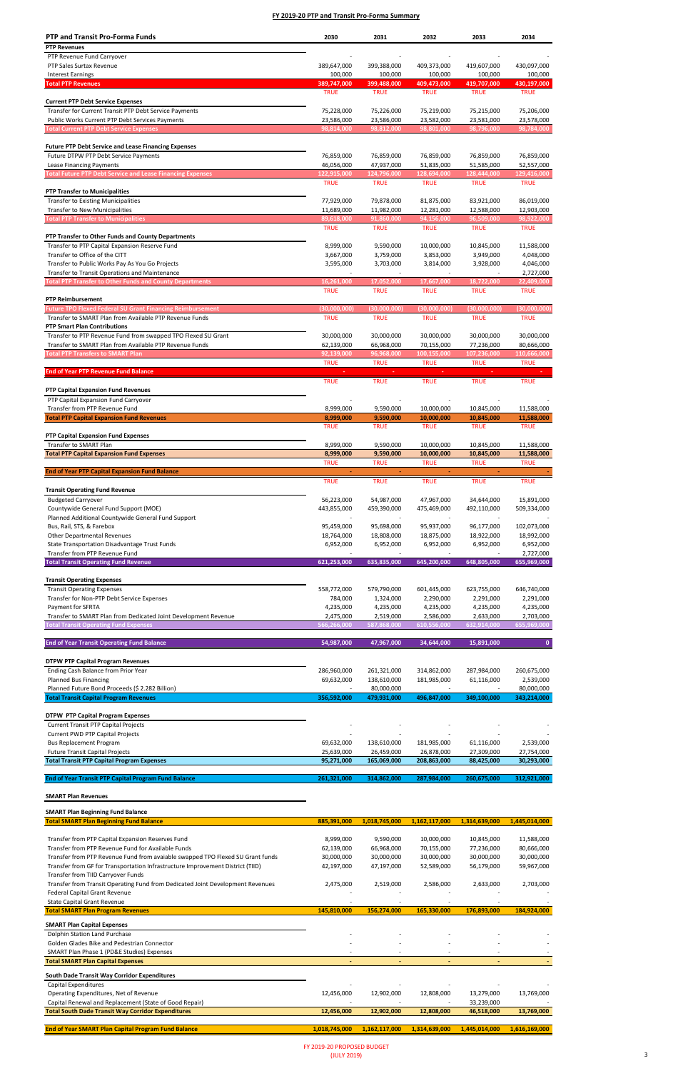# FY 2019-20 PTP and Transit Pro-Forma Summary

| PTP and Transit Pro-Forma Funds | 2030 | 2031 | 2032 | 2033 | 2034 |
|---|---|---|---|---|---|
| **PTP Revenues** | | | | | |
| PTP Revenue Fund Carryover | - | - | - | - | - |
| PTP Sales Surtax Revenue | 389,647,000 | 399,388,000 | 409,373,000 | 419,607,000 | 430,097,000 |
| Interest Earnings | 100,000 | 100,000 | 100,000 | 100,000 | 100,000 |
| **Total PTP Revenues** | **389,747,000** | **399,488,000** | **409,473,000** | **419,707,000** | **430,197,000** |
| | TRUE | TRUE | TRUE | TRUE | TRUE |
| **Current PTP Debt Service Expenses** | | | | | |
| Transfer for Current Transit PTP Debt Service Payments | 75,228,000 | 75,226,000 | 75,219,000 | 75,215,000 | 75,206,000 |
| Public Works Current PTP Debt Services Payments | 23,586,000 | 23,586,000 | 23,582,000 | 23,581,000 | 23,578,000 |
| **Total Current PTP Debt Service Expenses** | **98,814,000** | **98,812,000** | **98,801,000** | **98,796,000** | **98,784,000** |
| **Future PTP Debt Service and Lease Financing Expenses** | | | | | |
| Future DTPW PTP Debt Service Payments | 76,859,000 | 76,859,000 | 76,859,000 | 76,859,000 | 76,859,000 |
| Lease Financing Payments | 46,056,000 | 47,937,000 | 51,835,000 | 51,585,000 | 52,557,000 |
| **Total Future PTP Debt Service and Lease Financing Expenses** | **122,915,000** | **124,796,000** | **128,694,000** | **128,444,000** | **129,416,000** |
| | TRUE | TRUE | TRUE | TRUE | TRUE |
| **PTP Transfer to Municipalities** | | | | | |
| Transfer to Existing Municipalities | 77,929,000 | 79,878,000 | 81,875,000 | 83,921,000 | 86,019,000 |
| Transfer to New Municipalities | 11,689,000 | 11,982,000 | 12,281,000 | 12,588,000 | 12,903,000 |
| **Total PTP Transfer to Municipalities** | **89,618,000** | **91,860,000** | **94,156,000** | **96,509,000** | **98,922,000** |
| | TRUE | TRUE | TRUE | TRUE | TRUE |
| **PTP Transfer to Other Funds and County Departments** | | | | | |
| Transfer to PTP Capital Expansion Reserve Fund | 8,999,000 | 9,590,000 | 10,000,000 | 10,845,000 | 11,588,000 |
| Transfer to Office of the CITT | 3,667,000 | 3,759,000 | 3,853,000 | 3,949,000 | 4,048,000 |
| Transfer to Public Works Pay As You Go Projects | 3,595,000 | 3,703,000 | 3,814,000 | 3,928,000 | 4,046,000 |
| Transfer to Transit Operations and Maintenance | - | - | - | - | 2,727,000 |
| **Total PTP Transfer to Other Funds and County Departments** | **16,261,000** | **17,052,000** | **17,667,000** | **18,722,000** | **22,409,000** |
| | TRUE | TRUE | TRUE | TRUE | TRUE |
| **PTP Reimbursement** | | | | | |
| **Future TPO Flexed Federal SU Grant Financing Reimbursement** | **(30,000,000)** | **(30,000,000)** | **(30,000,000)** | **(30,000,000)** | **(30,000,000)** |
| Transfer to SMART Plan from Available PTP Revenue Funds | TRUE | TRUE | TRUE | TRUE | TRUE |
| **PTP Smart Plan Contributions** | | | | | |
| Transfer to PTP Revenue Fund from swapped TPO Flexed SU Grant | 30,000,000 | 30,000,000 | 30,000,000 | 30,000,000 | 30,000,000 |
| Transfer to SMART Plan from Available PTP Revenue Funds | 62,139,000 | 66,968,000 | 70,155,000 | 77,236,000 | 80,666,000 |
| **Total PTP Transfers to SMART Plan** | **92,139,000** | **96,968,000** | **100,155,000** | **107,236,000** | **110,666,000** |
| | TRUE | TRUE | TRUE | TRUE | TRUE |
| **End of Year PTP Revenue Fund Balance** | **-** | **-** | **-** | **-** | **-** |
| | TRUE | TRUE | TRUE | TRUE | TRUE |
| **PTP Capital Expansion Fund Revenues** | | | | | |
| PTP Capital Expansion Fund Carryover | - | - | - | - | - |
| Transfer from PTP Revenue Fund | 8,999,000 | 9,590,000 | 10,000,000 | 10,845,000 | 11,588,000 |
| **Total PTP Capital Expansion Fund Revenues** | **8,999,000** | **9,590,000** | **10,000,000** | **10,845,000** | **11,588,000** |
| | TRUE | TRUE | TRUE | TRUE | TRUE |
| **PTP Capital Expansion Fund Expenses** | | | | | |
| Transfer to SMART Plan | 8,999,000 | 9,590,000 | 10,000,000 | 10,845,000 | 11,588,000 |
| **Total PTP Capital Expansion Fund Expenses** | **8,999,000** | **9,590,000** | **10,000,000** | **10,845,000** | **11,588,000** |
| | TRUE | TRUE | TRUE | TRUE | TRUE |
| **End of Year PTP Capital Expansion Fund Balance** | **-** | **-** | **-** | **-** | **-** |
| | TRUE | TRUE | TRUE | TRUE | TRUE |
| **Transit Operating Fund Revenue** | | | | | |
| Budgeted Carryover | 56,223,000 | 54,987,000 | 47,967,000 | 34,644,000 | 15,891,000 |
| Countywide General Fund Support (MOE) | 443,855,000 | 459,390,000 | 475,469,000 | 492,110,000 | 509,334,000 |
| Planned Additional Countywide General Fund Support | - | - | - | - | - |
| Bus, Rail, STS, & Farebox | 95,459,000 | 95,698,000 | 95,937,000 | 96,177,000 | 102,073,000 |
| Other Departmental Revenues | 18,764,000 | 18,808,000 | 18,875,000 | 18,922,000 | 18,992,000 |
| State Transportation Disadvantage Trust Funds | 6,952,000 | 6,952,000 | 6,952,000 | 6,952,000 | 6,952,000 |
| Transfer from PTP Revenue Fund | - | - | - | - | 2,727,000 |
| **Total Transit Operating Fund Revenue** | **621,253,000** | **635,835,000** | **645,200,000** | **648,805,000** | **655,969,000** |
| **Transit Operating Expenses** | | | | | |
| Transit Operating Expenses | 558,772,000 | 579,790,000 | 601,445,000 | 623,755,000 | 646,740,000 |
| Transfer for Non-PTP Debt Service Expenses | 784,000 | 1,324,000 | 2,290,000 | 2,291,000 | 2,291,000 |
| Payment for SFRTA | 4,235,000 | 4,235,000 | 4,235,000 | 4,235,000 | 4,235,000 |
| Transfer to SMART Plan from Dedicated Joint Development Revenue | 2,475,000 | 2,519,000 | 2,586,000 | 2,633,000 | 2,703,000 |
| **Total Transit Operating Fund Expenses** | **566,266,000** | **587,868,000** | **610,556,000** | **632,914,000** | **655,969,000** |
| **End of Year Transit Operating Fund Balance** | **54,987,000** | **47,967,000** | **34,644,000** | **15,891,000** | **0** |
| **DTPW PTP Capital Program Revenues** | | | | | |
| Ending Cash Balance from Prior Year | 286,960,000 | 261,321,000 | 314,862,000 | 287,984,000 | 260,675,000 |
| Planned Bus Financing | 69,632,000 | 138,610,000 | 181,985,000 | 61,116,000 | 2,539,000 |
| Planned Future Bond Proceeds ($ 2.282 Billion) | - | 80,000,000 | - | - | 80,000,000 |
| **Total Transit Capital Program Revenues** | **356,592,000** | **479,931,000** | **496,847,000** | **349,100,000** | **343,214,000** |
| **DTPW PTP Capital Program Expenses** | | | | | |
| Current Transit PTP Capital Projects | - | - | - | - | - |
| Current PWD PTP Capital Projects | - | - | - | - | - |
| Bus Replacement Program | 69,632,000 | 138,610,000 | 181,985,000 | 61,116,000 | 2,539,000 |
| Future Transit Capital Projects | 25,639,000 | 26,459,000 | 26,878,000 | 27,309,000 | 27,754,000 |
| **Total Transit PTP Capital Program Expenses** | **95,271,000** | **165,069,000** | **208,863,000** | **88,425,000** | **30,293,000** |
| **End of Year Transit PTP Capital Program Fund Balance** | **261,321,000** | **314,862,000** | **287,984,000** | **260,675,000** | **312,921,000** |
| **SMART Plan Revenues** | | | | | |
| **SMART Plan Beginning Fund Balance** | | | | | |
| **Total SMART Plan Beginning Fund Balance** | **885,391,000** | **1,018,745,000** | **1,162,117,000** | **1,314,639,000** | **1,445,014,000** |
| Transfer from PTP Capital Expansion Reserves Fund | 8,999,000 | 9,590,000 | 10,000,000 | 10,845,000 | 11,588,000 |
| Transfer from PTP Revenue Fund for Available Funds | 62,139,000 | 66,968,000 | 70,155,000 | 77,236,000 | 80,666,000 |
| Transfer from PTP Revenue Fund from avaiable swapped TPO Flexed SU Grant funds | 30,000,000 | 30,000,000 | 30,000,000 | 30,000,000 | 30,000,000 |
| Transfer from GF for Transportation Infrastructure Improvement District (TIID) | 42,197,000 | 47,197,000 | 52,589,000 | 56,179,000 | 59,967,000 |
| Transfer from TIID Carryover Funds | | | | | |
| Transfer from Transit Operating Fund from Dedicated Joint Development Revenues | 2,475,000 | 2,519,000 | 2,586,000 | 2,633,000 | 2,703,000 |
| Federal Capital Grant Revenue | - | - | - | - | - |
| State Capital Grant Revenue | - | - | - | - | - |
| **Total SMART Plan Program Revenues** | **145,810,000** | **156,274,000** | **165,330,000** | **176,893,000** | **184,924,000** |
| **SMART Plan Capital Expenses** | | | | | |
| Dolphin Station Land Purchase | - | - | - | - | - |
| Golden Glades Bike and Pedestrian Connector | - | - | - | - | - |
| SMART Plan Phase 1 (PD&E Studies) Expenses | - | - | - | - | - |
| **Total SMART Plan Capital Expenses** | **-** | **-** | **-** | **-** | **-** |
| **South Dade Transit Way Corridor Expenditures** | | | | | |
| Capital Expenditures | - | - | - | - | - |
| Operating Expenditures, Net of Revenue | 12,456,000 | 12,902,000 | 12,808,000 | 13,279,000 | 13,769,000 |
| Capital Renewal and Replacement (State of Good Repair) | - | - | - | 33,239,000 | - |
| **Total South Dade Transit Way Corridor Expenditures** | **12,456,000** | **12,902,000** | **12,808,000** | **46,518,000** | **13,769,000** |
| **End of Year SMART Plan Capital Program Fund Balance** | **1,018,745,000** | **1,162,117,000** | **1,314,639,000** | **1,445,014,000** | **1,616,169,000** |

FY 2019-20 PROPOSED BUDGET
(JULY 2019)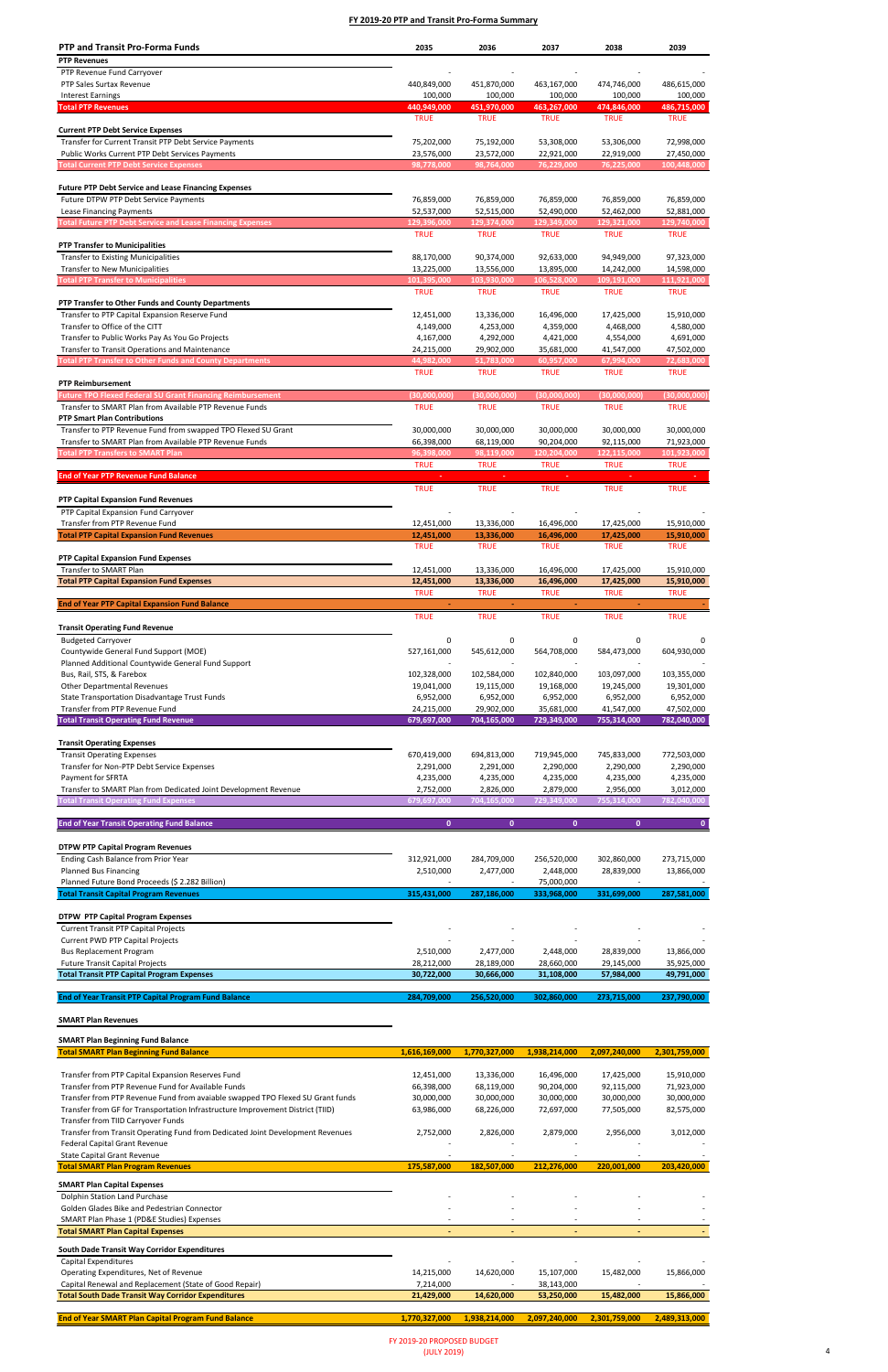# FY 2019-20 PTP and Transit Pro-Forma Summary

| PTP and Transit Pro-Forma Funds | 2035 | 2036 | 2037 | 2038 | 2039 |
|---|---|---|---|---|---|
| **PTP Revenues** | | | | | |
| PTP Revenue Fund Carryover | - | - | - | - | - |
| PTP Sales Surtax Revenue | 440,849,000 | 451,870,000 | 463,167,000 | 474,746,000 | 486,615,000 |
| Interest Earnings | 100,000 | 100,000 | 100,000 | 100,000 | 100,000 |
| **Total PTP Revenues** | **440,949,000** | **451,970,000** | **463,267,000** | **474,846,000** | **486,715,000** |
| | TRUE | TRUE | TRUE | TRUE | TRUE |
| **Current PTP Debt Service Expenses** | | | | | |
| Transfer for Current Transit PTP Debt Service Payments | 75,202,000 | 75,192,000 | 53,308,000 | 53,306,000 | 72,998,000 |
| Public Works Current PTP Debt Services Payments | 23,576,000 | 23,572,000 | 22,921,000 | 22,919,000 | 27,450,000 |
| **Total Current PTP Debt Service Expenses** | **98,778,000** | **98,764,000** | **76,229,000** | **76,225,000** | **100,448,000** |
| **Future PTP Debt Service and Lease Financing Expenses** | | | | | |
| Future DTPW PTP Debt Service Payments | 76,859,000 | 76,859,000 | 76,859,000 | 76,859,000 | 76,859,000 |
| Lease Financing Payments | 52,537,000 | 52,515,000 | 52,490,000 | 52,462,000 | 52,881,000 |
| **Total Future PTP Debt Service and Lease Financing Expenses** | **129,396,000** | **129,374,000** | **129,349,000** | **129,321,000** | **129,740,000** |
| | TRUE | TRUE | TRUE | TRUE | TRUE |
| **PTP Transfer to Municipalities** | | | | | |
| Transfer to Existing Municipalities | 88,170,000 | 90,374,000 | 92,633,000 | 94,949,000 | 97,323,000 |
| Transfer to New Municipalities | 13,225,000 | 13,556,000 | 13,895,000 | 14,242,000 | 14,598,000 |
| **Total PTP Transfer to Municipalities** | **101,395,000** | **103,930,000** | **106,528,000** | **109,191,000** | **111,921,000** |
| | TRUE | TRUE | TRUE | TRUE | TRUE |
| **PTP Transfer to Other Funds and County Departments** | | | | | |
| Transfer to PTP Capital Expansion Reserve Fund | 12,451,000 | 13,336,000 | 16,496,000 | 17,425,000 | 15,910,000 |
| Transfer to Office of the CITT | 4,149,000 | 4,253,000 | 4,359,000 | 4,468,000 | 4,580,000 |
| Transfer to Public Works Pay As You Go Projects | 4,167,000 | 4,292,000 | 4,421,000 | 4,554,000 | 4,691,000 |
| Transfer to Transit Operations and Maintenance | 24,215,000 | 29,902,000 | 35,681,000 | 41,547,000 | 47,502,000 |
| **Total PTP Transfer to Other Funds and County Departments** | **44,982,000** | **51,783,000** | **60,957,000** | **67,994,000** | **72,683,000** |
| | TRUE | TRUE | TRUE | TRUE | TRUE |
| **PTP Reimbursement** | | | | | |
| **Future TPO Flexed Federal SU Grant Financing Reimbursement** | **(30,000,000)** | **(30,000,000)** | **(30,000,000)** | **(30,000,000)** | **(30,000,000)** |
| Transfer to SMART Plan from Available PTP Revenue Funds | TRUE | TRUE | TRUE | TRUE | TRUE |
| **PTP Smart Plan Contributions** | | | | | |
| Transfer to PTP Revenue Fund from swapped TPO Flexed SU Grant | 30,000,000 | 30,000,000 | 30,000,000 | 30,000,000 | 30,000,000 |
| Transfer to SMART Plan from Available PTP Revenue Funds | 66,398,000 | 68,119,000 | 90,204,000 | 92,115,000 | 71,923,000 |
| **Total PTP Transfers to SMART Plan** | **96,398,000** | **98,119,000** | **120,204,000** | **122,115,000** | **101,923,000** |
| | TRUE | TRUE | TRUE | TRUE | TRUE |
| **End of Year PTP Revenue Fund Balance** | **-** | **-** | **-** | **-** | **-** |
| | TRUE | TRUE | TRUE | TRUE | TRUE |
| **PTP Capital Expansion Fund Revenues** | | | | | |
| PTP Capital Expansion Fund Carryover | - | - | - | - | - |
| Transfer from PTP Revenue Fund | 12,451,000 | 13,336,000 | 16,496,000 | 17,425,000 | 15,910,000 |
| **Total PTP Capital Expansion Fund Revenues** | **12,451,000** | **13,336,000** | **16,496,000** | **17,425,000** | **15,910,000** |
| | TRUE | TRUE | TRUE | TRUE | TRUE |
| **PTP Capital Expansion Fund Expenses** | | | | | |
| Transfer to SMART Plan | 12,451,000 | 13,336,000 | 16,496,000 | 17,425,000 | 15,910,000 |
| **Total PTP Capital Expansion Fund Expenses** | **12,451,000** | **13,336,000** | **16,496,000** | **17,425,000** | **15,910,000** |
| | TRUE | TRUE | TRUE | TRUE | TRUE |
| **End of Year PTP Capital Expansion Fund Balance** | **-** | **-** | **-** | **-** | **-** |
| | TRUE | TRUE | TRUE | TRUE | TRUE |
| **Transit Operating Fund Revenue** | | | | | |
| Budgeted Carryover | 0 | 0 | 0 | 0 | 0 |
| Countywide General Fund Support (MOE) | 527,161,000 | 545,612,000 | 564,708,000 | 584,473,000 | 604,930,000 |
| Planned Additional Countywide General Fund Support | - | - | - | - | - |
| Bus, Rail, STS, & Farebox | 102,328,000 | 102,584,000 | 102,840,000 | 103,097,000 | 103,355,000 |
| Other Departmental Revenues | 19,041,000 | 19,115,000 | 19,168,000 | 19,245,000 | 19,301,000 |
| State Transportation Disadvantage Trust Funds | 6,952,000 | 6,952,000 | 6,952,000 | 6,952,000 | 6,952,000 |
| Transfer from PTP Revenue Fund | 24,215,000 | 29,902,000 | 35,681,000 | 41,547,000 | 47,502,000 |
| **Total Transit Operating Fund Revenue** | **679,697,000** | **704,165,000** | **729,349,000** | **755,314,000** | **782,040,000** |
| **Transit Operating Expenses** | | | | | |
| Transit Operating Expenses | 670,419,000 | 694,813,000 | 719,945,000 | 745,833,000 | 772,503,000 |
| Transfer for Non-PTP Debt Service Expenses | 2,291,000 | 2,291,000 | 2,290,000 | 2,290,000 | 2,290,000 |
| Payment for SFRTA | 4,235,000 | 4,235,000 | 4,235,000 | 4,235,000 | 4,235,000 |
| Transfer to SMART Plan from Dedicated Joint Development Revenue | 2,752,000 | 2,826,000 | 2,879,000 | 2,956,000 | 3,012,000 |
| **Total Transit Operating Fund Expenses** | **679,697,000** | **704,165,000** | **729,349,000** | **755,314,000** | **782,040,000** |
| **End of Year Transit Operating Fund Balance** | **0** | **0** | **0** | **0** | **0** |
| **DTPW PTP Capital Program Revenues** | | | | | |
| Ending Cash Balance from Prior Year | 312,921,000 | 284,709,000 | 256,520,000 | 302,860,000 | 273,715,000 |
| Planned Bus Financing | 2,510,000 | 2,477,000 | 2,448,000 | 28,839,000 | 13,866,000 |
| Planned Future Bond Proceeds ($ 2.282 Billion) | - | - | 75,000,000 | - | - |
| **Total Transit Capital Program Revenues** | **315,431,000** | **287,186,000** | **333,968,000** | **331,699,000** | **287,581,000** |
| **DTPW PTP Capital Program Expenses** | | | | | |
| Current Transit PTP Capital Projects | - | - | - | - | - |
| Current PWD PTP Capital Projects | - | - | - | - | - |
| Bus Replacement Program | 2,510,000 | 2,477,000 | 2,448,000 | 28,839,000 | 13,866,000 |
| Future Transit Capital Projects | 28,212,000 | 28,189,000 | 28,660,000 | 29,145,000 | 35,925,000 |
| **Total Transit PTP Capital Program Expenses** | **30,722,000** | **30,666,000** | **31,108,000** | **57,984,000** | **49,791,000** |
| **End of Year Transit PTP Capital Program Fund Balance** | **284,709,000** | **256,520,000** | **302,860,000** | **273,715,000** | **237,790,000** |
| **SMART Plan Revenues** | | | | | |
| **SMART Plan Beginning Fund Balance** | | | | | |
| **Total SMART Plan Beginning Fund Balance** | **1,616,169,000** | **1,770,327,000** | **1,938,214,000** | **2,097,240,000** | **2,301,759,000** |
| Transfer from PTP Capital Expansion Reserves Fund | 12,451,000 | 13,336,000 | 16,496,000 | 17,425,000 | 15,910,000 |
| Transfer from PTP Revenue Fund for Available Funds | 66,398,000 | 68,119,000 | 90,204,000 | 92,115,000 | 71,923,000 |
| Transfer from PTP Revenue Fund from avaiable swapped TPO Flexed SU Grant funds | 30,000,000 | 30,000,000 | 30,000,000 | 30,000,000 | 30,000,000 |
| Transfer from GF for Transportation Infrastructure Improvement District (TIID) | 63,986,000 | 68,226,000 | 72,697,000 | 77,505,000 | 82,575,000 |
| Transfer from TIID Carryover Funds | | | | | |
| Transfer from Transit Operating Fund from Dedicated Joint Development Revenues | 2,752,000 | 2,826,000 | 2,879,000 | 2,956,000 | 3,012,000 |
| Federal Capital Grant Revenue | - | - | - | - | - |
| State Capital Grant Revenue | - | - | - | - | - |
| **Total SMART Plan Program Revenues** | **175,587,000** | **182,507,000** | **212,276,000** | **220,001,000** | **203,420,000** |
| **SMART Plan Capital Expenses** | | | | | |
| Dolphin Station Land Purchase | - | - | - | - | - |
| Golden Glades Bike and Pedestrian Connector | - | - | - | - | - |
| SMART Plan Phase 1 (PD&E Studies) Expenses | - | - | - | - | - |
| **Total SMART Plan Capital Expenses** | **-** | **-** | **-** | **-** | **-** |
| **South Dade Transit Way Corridor Expenditures** | | | | | |
| Capital Expenditures | - | - | - | - | - |
| Operating Expenditures, Net of Revenue | 14,215,000 | 14,620,000 | 15,107,000 | 15,482,000 | 15,866,000 |
| Capital Renewal and Replacement (State of Good Repair) | 7,214,000 | - | 38,143,000 | - | - |
| **Total South Dade Transit Way Corridor Expenditures** | **21,429,000** | **14,620,000** | **53,250,000** | **15,482,000** | **15,866,000** |
| **End of Year SMART Plan Capital Program Fund Balance** | **1,770,327,000** | **1,938,214,000** | **2,097,240,000** | **2,301,759,000** | **2,489,313,000** |

FY 2019-20 PROPOSED BUDGET
(JULY 2019)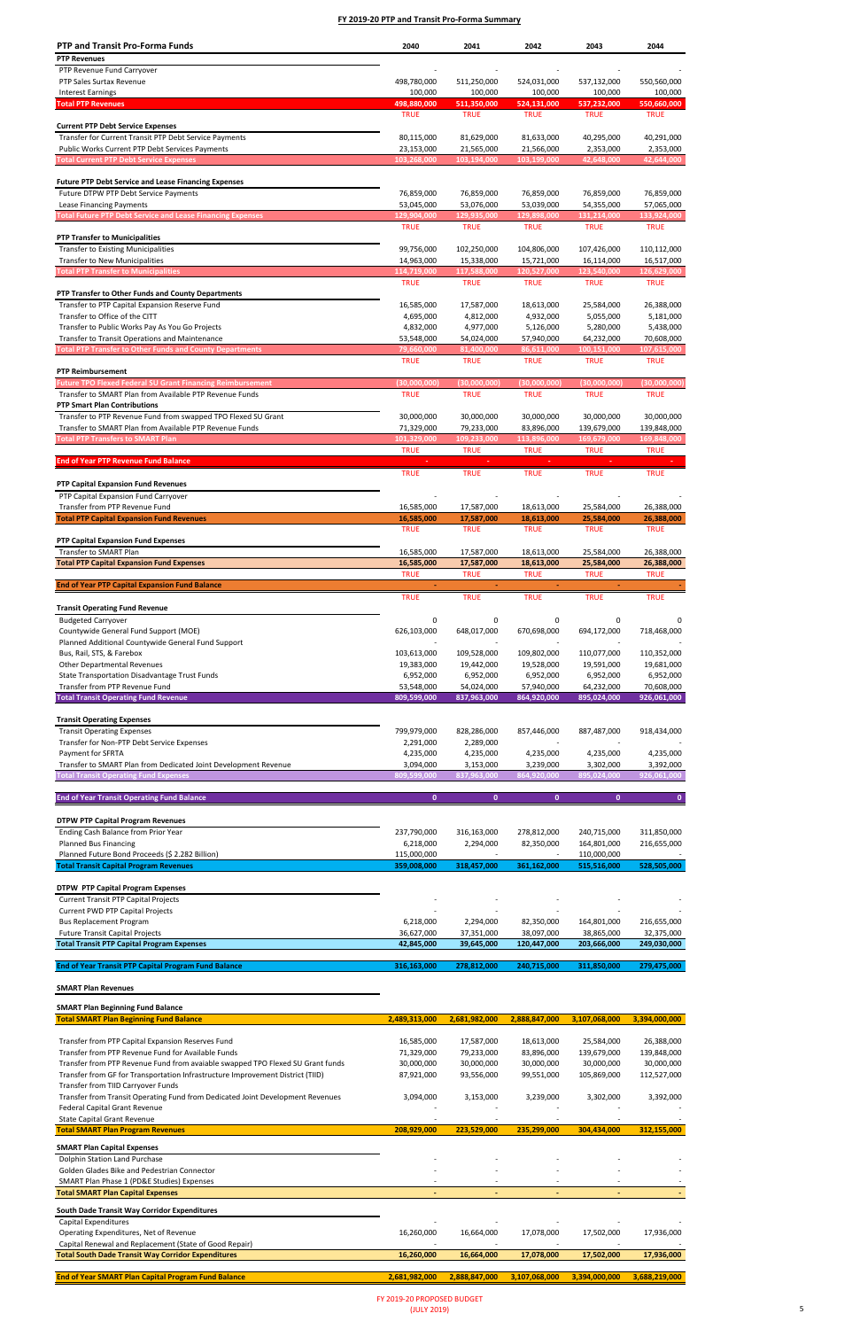# FY 2019-20 PTP and Transit Pro-Forma Summary

| PTP and Transit Pro-Forma Funds | 2040 | 2041 | 2042 | 2043 | 2044 |
|---|---|---|---|---|---|
| **PTP Revenues** | | | | | |
| PTP Revenue Fund Carryover | - | - | - | - | - |
| PTP Sales Surtax Revenue | 498,780,000 | 511,250,000 | 524,031,000 | 537,132,000 | 550,560,000 |
| Interest Earnings | 100,000 | 100,000 | 100,000 | 100,000 | 100,000 |
| **Total PTP Revenues** | **498,880,000** | **511,350,000** | **524,131,000** | **537,232,000** | **550,660,000** |
| | TRUE | TRUE | TRUE | TRUE | TRUE |
| **Current PTP Debt Service Expenses** | | | | | |
| Transfer for Current Transit PTP Debt Service Payments | 80,115,000 | 81,629,000 | 81,633,000 | 40,295,000 | 40,291,000 |
| Public Works Current PTP Debt Services Payments | 23,153,000 | 21,565,000 | 21,566,000 | 2,353,000 | 2,353,000 |
| **Total Current PTP Debt Service Expenses** | **103,268,000** | **103,194,000** | **103,199,000** | **42,648,000** | **42,644,000** |
| | | | | | |
| **Future PTP Debt Service and Lease Financing Expenses** | | | | | |
| Future DTPW PTP Debt Service Payments | 76,859,000 | 76,859,000 | 76,859,000 | 76,859,000 | 76,859,000 |
| Lease Financing Payments | 53,045,000 | 53,076,000 | 53,039,000 | 54,355,000 | 57,065,000 |
| **Total Future PTP Debt Service and Lease Financing Expenses** | **129,904,000** | **129,935,000** | **129,898,000** | **131,214,000** | **133,924,000** |
| | TRUE | TRUE | TRUE | TRUE | TRUE |
| **PTP Transfer to Municipalities** | | | | | |
| Transfer to Existing Municipalities | 99,756,000 | 102,250,000 | 104,806,000 | 107,426,000 | 110,112,000 |
| Transfer to New Municipalities | 14,963,000 | 15,338,000 | 15,721,000 | 16,114,000 | 16,517,000 |
| **Total PTP Transfer to Municipalities** | **114,719,000** | **117,588,000** | **120,527,000** | **123,540,000** | **126,629,000** |
| | TRUE | TRUE | TRUE | TRUE | TRUE |
| **PTP Transfer to Other Funds and County Departments** | | | | | |
| Transfer to PTP Capital Expansion Reserve Fund | 16,585,000 | 17,587,000 | 18,613,000 | 25,584,000 | 26,388,000 |
| Transfer to Office of the CITT | 4,695,000 | 4,812,000 | 4,932,000 | 5,055,000 | 5,181,000 |
| Transfer to Public Works Pay As You Go Projects | 4,832,000 | 4,977,000 | 5,126,000 | 5,280,000 | 5,438,000 |
| Transfer to Transit Operations and Maintenance | 53,548,000 | 54,024,000 | 57,940,000 | 64,232,000 | 70,608,000 |
| **Total PTP Transfer to Other Funds and County Departments** | **79,660,000** | **81,400,000** | **86,611,000** | **100,151,000** | **107,615,000** |
| | TRUE | TRUE | TRUE | TRUE | TRUE |
| **PTP Reimbursement** | | | | | |
| **Future TPO Flexed Federal SU Grant Financing Reimbursement** | **(30,000,000)** | **(30,000,000)** | **(30,000,000)** | **(30,000,000)** | **(30,000,000)** |
| Transfer to SMART Plan from Available PTP Revenue Funds | TRUE | TRUE | TRUE | TRUE | TRUE |
| **PTP Smart Plan Contributions** | | | | | |
| Transfer to PTP Revenue Fund from swapped TPO Flexed SU Grant | 30,000,000 | 30,000,000 | 30,000,000 | 30,000,000 | 30,000,000 |
| Transfer to SMART Plan from Available PTP Revenue Funds | 71,329,000 | 79,233,000 | 83,896,000 | 139,679,000 | 139,848,000 |
| **Total PTP Transfers to SMART Plan** | **101,329,000** | **109,233,000** | **113,896,000** | **169,679,000** | **169,848,000** |
| | TRUE | TRUE | TRUE | TRUE | TRUE |
| **End of Year PTP Revenue Fund Balance** | - | - | - | - | - |
| | TRUE | TRUE | TRUE | TRUE | TRUE |
| **PTP Capital Expansion Fund Revenues** | | | | | |
| PTP Capital Expansion Fund Carryover | - | - | - | - | - |
| Transfer from PTP Revenue Fund | 16,585,000 | 17,587,000 | 18,613,000 | 25,584,000 | 26,388,000 |
| **Total PTP Capital Expansion Fund Revenues** | **16,585,000** | **17,587,000** | **18,613,000** | **25,584,000** | **26,388,000** |
| | TRUE | TRUE | TRUE | TRUE | TRUE |
| **PTP Capital Expansion Fund Expenses** | | | | | |
| Transfer to SMART Plan | 16,585,000 | 17,587,000 | 18,613,000 | 25,584,000 | 26,388,000 |
| **Total PTP Capital Expansion Fund Expenses** | **16,585,000** | **17,587,000** | **18,613,000** | **25,584,000** | **26,388,000** |
| | TRUE | TRUE | TRUE | TRUE | TRUE |
| **End of Year PTP Capital Expansion Fund Balance** | - | - | - | - | - |
| | TRUE | TRUE | TRUE | TRUE | TRUE |
| **Transit Operating Fund Revenue** | | | | | |
| Budgeted Carryover | 0 | 0 | 0 | 0 | 0 |
| Countywide General Fund Support (MOE) | 626,103,000 | 648,017,000 | 670,698,000 | 694,172,000 | 718,468,000 |
| Planned Additional Countywide General Fund Support | - | - | - | - | - |
| Bus, Rail, STS, & Farebox | 103,613,000 | 109,528,000 | 109,802,000 | 110,077,000 | 110,352,000 |
| Other Departmental Revenues | 19,383,000 | 19,442,000 | 19,528,000 | 19,591,000 | 19,681,000 |
| State Transportation Disadvantage Trust Funds | 6,952,000 | 6,952,000 | 6,952,000 | 6,952,000 | 6,952,000 |
| Transfer from PTP Revenue Fund | 53,548,000 | 54,024,000 | 57,940,000 | 64,232,000 | 70,608,000 |
| **Total Transit Operating Fund Revenue** | **809,599,000** | **837,963,000** | **864,920,000** | **895,024,000** | **926,061,000** |
| | | | | | |
| **Transit Operating Expenses** | | | | | |
| Transit Operating Expenses | 799,979,000 | 828,286,000 | 857,446,000 | 887,487,000 | 918,434,000 |
| Transfer for Non-PTP Debt Service Expenses | 2,291,000 | 2,289,000 | - | - | - |
| Payment for SFRTA | 4,235,000 | 4,235,000 | 4,235,000 | 4,235,000 | 4,235,000 |
| Transfer to SMART Plan from Dedicated Joint Development Revenue | 3,094,000 | 3,153,000 | 3,239,000 | 3,302,000 | 3,392,000 |
| **Total Transit Operating Expenses** | **809,599,000** | **837,963,000** | **864,920,000** | **895,024,000** | **926,061,000** |
| | | | | | |
| **End of Year Transit Operating Fund Balance** | **0** | **0** | **0** | **0** | **0** |
| | | | | | |
| **DTPW PTP Capital Program Revenues** | | | | | |
| Ending Cash Balance from Prior Year | 237,790,000 | 316,163,000 | 278,812,000 | 240,715,000 | 311,850,000 |
| Planned Bus Financing | 6,218,000 | 2,294,000 | 82,350,000 | 164,801,000 | 216,655,000 |
| Planned Future Bond Proceeds ($ 2.282 Billion) | 115,000,000 | - | - | 110,000,000 | - |
| **Total Transit Capital Program Revenues** | **359,008,000** | **318,457,000** | **361,162,000** | **515,516,000** | **528,505,000** |
| | | | | | |
| **DTPW PTP Capital Program Expenses** | | | | | |
| Current Transit PTP Capital Projects | - | - | - | - | - |
| Current PWD PTP Capital Projects | - | - | - | - | - |
| Bus Replacement Program | 6,218,000 | 2,294,000 | 82,350,000 | 164,801,000 | 216,655,000 |
| Future Transit Capital Projects | 36,627,000 | 37,351,000 | 38,097,000 | 38,865,000 | 32,375,000 |
| **Total Transit PTP Capital Program Expenses** | **42,845,000** | **39,645,000** | **120,447,000** | **203,666,000** | **249,030,000** |
| | | | | | |
| **End of Year Transit PTP Capital Program Fund Balance** | **316,163,000** | **278,812,000** | **240,715,000** | **311,850,000** | **279,475,000** |
| | | | | | |
| **SMART Plan Revenues** | | | | | |
| | | | | | |
| **SMART Plan Beginning Fund Balance** | | | | | |
| **Total SMART Plan Beginning Fund Balance** | **2,489,313,000** | **2,681,982,000** | **2,888,847,000** | **3,107,068,000** | **3,394,000,000** |
| | | | | | |
| Transfer from PTP Capital Expansion Reserves Fund | 16,585,000 | 17,587,000 | 18,613,000 | 25,584,000 | 26,388,000 |
| Transfer from PTP Revenue Fund for Available Funds | 71,329,000 | 79,233,000 | 83,896,000 | 139,679,000 | 139,848,000 |
| Transfer from PTP Revenue Fund from avaiable swapped TPO Flexed SU Grant funds | 30,000,000 | 30,000,000 | 30,000,000 | 30,000,000 | 30,000,000 |
| Transfer from GF for Transportation Infrastructure Improvement District (TIID) | 87,921,000 | 93,556,000 | 99,551,000 | 105,869,000 | 112,527,000 |
| Transfer from TIID Carryover Funds | | | | | |
| Transfer from Transit Operating Fund from Dedicated Joint Development Revenues | 3,094,000 | 3,153,000 | 3,239,000 | 3,302,000 | 3,392,000 |
| Federal Capital Grant Revenue | - | - | - | - | - |
| State Capital Grant Revenue | - | - | - | - | - |
| **Total SMART Plan Program Revenues** | **208,929,000** | **223,529,000** | **235,299,000** | **304,434,000** | **312,155,000** |
| | | | | | |
| **SMART Plan Capital Expenses** | | | | | |
| Dolphin Station Land Purchase | - | - | - | - | - |
| Golden Glades Bike and Pedestrian Connector | - | - | - | - | - |
| SMART Plan Phase 1 (PD&E Studies) Expenses | - | - | - | - | - |
| **Total SMART Plan Capital Expenses** | **-** | **-** | **-** | **-** | **-** |
| | | | | | |
| **South Dade Transit Way Corridor Expenditures** | | | | | |
| Capital Expenditures | - | - | - | - | - |
| Operating Expenditures, Net of Revenue | 16,260,000 | 16,664,000 | 17,078,000 | 17,502,000 | 17,936,000 |
| Capital Renewal and Replacement (State of Good Repair) | - | - | - | - | - |
| **Total South Dade Transit Way Corridor Expenditures** | **16,260,000** | **16,664,000** | **17,078,000** | **17,502,000** | **17,936,000** |
| | | | | | |
| **End of Year SMART Plan Capital Program Fund Balance** | **2,681,982,000** | **2,888,847,000** | **3,107,068,000** | **3,394,000,000** | **3,688,219,000** |

FY 2019-20 PROPOSED BUDGET
(JULY 2019)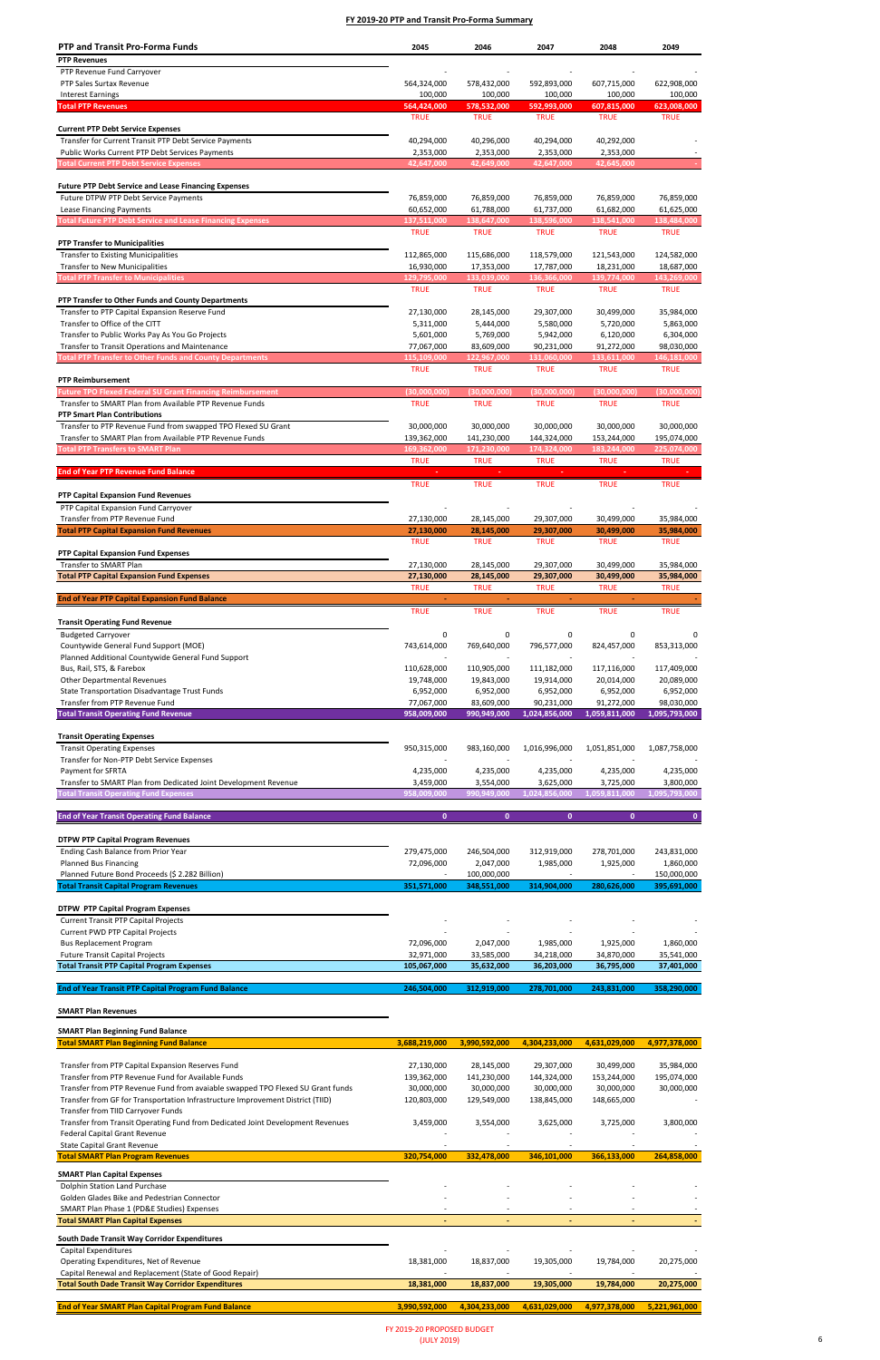# FY 2019-20 PTP and Transit Pro-Forma Summary

| PTP and Transit Pro-Forma Funds | 2045 | 2046 | 2047 | 2048 | 2049 |
|---|---|---|---|---|---|
| **PTP Revenues** | | | | | |
| PTP Revenue Fund Carryover | - | - | - | - | - |
| PTP Sales Surtax Revenue | 564,324,000 | 578,432,000 | 592,893,000 | 607,715,000 | 622,908,000 |
| Interest Earnings | 100,000 | 100,000 | 100,000 | 100,000 | 100,000 |
| **Total PTP Revenues** | **564,424,000** | **578,532,000** | **592,993,000** | **607,815,000** | **623,008,000** |
| | TRUE | TRUE | TRUE | TRUE | TRUE |
| **Current PTP Debt Service Expenses** | | | | | |
| Transfer for Current Transit PTP Debt Service Payments | 40,294,000 | 40,296,000 | 40,294,000 | 40,292,000 | - |
| Public Works Current PTP Debt Services Payments | 2,353,000 | 2,353,000 | 2,353,000 | 2,353,000 | - |
| **Total Current PTP Debt Service Expenses** | **42,647,000** | **42,649,000** | **42,647,000** | **42,645,000** | **-** |
| **Future PTP Debt Service and Lease Financing Expenses** | | | | | |
| Future DTPW PTP Debt Service Payments | 76,859,000 | 76,859,000 | 76,859,000 | 76,859,000 | 76,859,000 |
| Lease Financing Payments | 60,652,000 | 61,788,000 | 61,737,000 | 61,682,000 | 61,625,000 |
| **Total Future PTP Debt Service and Lease Financing Expenses** | **137,511,000** | **138,647,000** | **138,596,000** | **138,541,000** | **138,484,000** |
| | TRUE | TRUE | TRUE | TRUE | TRUE |
| **PTP Transfer to Municipalities** | | | | | |
| Transfer to Existing Municipalities | 112,865,000 | 115,686,000 | 118,579,000 | 121,543,000 | 124,582,000 |
| Transfer to New Municipalities | 16,930,000 | 17,353,000 | 17,787,000 | 18,231,000 | 18,687,000 |
| **Total PTP Transfer to Municipalities** | **129,795,000** | **133,039,000** | **136,366,000** | **139,774,000** | **143,269,000** |
| | TRUE | TRUE | TRUE | TRUE | TRUE |
| **PTP Transfer to Other Funds and County Departments** | | | | | |
| Transfer to PTP Capital Expansion Reserve Fund | 27,130,000 | 28,145,000 | 29,307,000 | 30,499,000 | 35,984,000 |
| Transfer to Office of the CITT | 5,311,000 | 5,444,000 | 5,580,000 | 5,720,000 | 5,863,000 |
| Transfer to Public Works Pay As You Go Projects | 5,601,000 | 5,769,000 | 5,942,000 | 6,120,000 | 6,304,000 |
| Transfer to Transit Operations and Maintenance | 77,067,000 | 83,609,000 | 90,231,000 | 91,272,000 | 98,030,000 |
| **Total PTP Transfer to Other Funds and County Departments** | **115,109,000** | **122,967,000** | **131,060,000** | **133,611,000** | **146,181,000** |
| | TRUE | TRUE | TRUE | TRUE | TRUE |
| **PTP Reimbursement** | | | | | |
| **Future TPO Flexed Federal SU Grant Financing Reimbursement** | **(30,000,000)** | **(30,000,000)** | **(30,000,000)** | **(30,000,000)** | **(30,000,000)** |
| Transfer to SMART Plan from Available PTP Revenue Funds | TRUE | TRUE | TRUE | TRUE | TRUE |
| **PTP Smart Plan Contributions** | | | | | |
| Transfer to PTP Revenue Fund from swapped TPO Flexed SU Grant | 30,000,000 | 30,000,000 | 30,000,000 | 30,000,000 | 30,000,000 |
| Transfer to SMART Plan from Available PTP Revenue Funds | 139,362,000 | 141,230,000 | 144,324,000 | 153,244,000 | 195,074,000 |
| **Total PTP Transfers to SMART Plan** | **169,362,000** | **171,230,000** | **174,324,000** | **183,244,000** | **225,074,000** |
| | TRUE | TRUE | TRUE | TRUE | TRUE |
| **End of Year PTP Revenue Fund Balance** | **-** | **-** | **-** | **-** | **-** |
| | TRUE | TRUE | TRUE | TRUE | TRUE |
| **PTP Capital Expansion Fund Revenues** | | | | | |
| PTP Capital Expansion Fund Carryover | - | - | - | - | - |
| Transfer from PTP Revenue Fund | 27,130,000 | 28,145,000 | 29,307,000 | 30,499,000 | 35,984,000 |
| **Total PTP Capital Expansion Fund Revenues** | **27,130,000** | **28,145,000** | **29,307,000** | **30,499,000** | **35,984,000** |
| | TRUE | TRUE | TRUE | TRUE | TRUE |
| **PTP Capital Expansion Fund Expenses** | | | | | |
| Transfer to SMART Plan | 27,130,000 | 28,145,000 | 29,307,000 | 30,499,000 | 35,984,000 |
| **Total PTP Capital Expansion Fund Expenses** | **27,130,000** | **28,145,000** | **29,307,000** | **30,499,000** | **35,984,000** |
| | TRUE | TRUE | TRUE | TRUE | TRUE |
| **End of Year PTP Capital Expansion Fund Balance** | **-** | **-** | **-** | **-** | **-** |
| | TRUE | TRUE | TRUE | TRUE | TRUE |
| **Transit Operating Fund Revenue** | | | | | |
| Budgeted Carryover | 0 | 0 | 0 | 0 | 0 |
| Countywide General Fund Support (MOE) | 743,614,000 | 769,640,000 | 796,577,000 | 824,457,000 | 853,313,000 |
| Planned Additional Countywide General Fund Support | - | - | - | - | - |
| Bus, Rail, STS, & Farebox | 110,628,000 | 110,905,000 | 111,182,000 | 117,116,000 | 117,409,000 |
| Other Departmental Revenues | 19,748,000 | 19,843,000 | 19,914,000 | 20,014,000 | 20,089,000 |
| State Transportation Disadvantage Trust Funds | 6,952,000 | 6,952,000 | 6,952,000 | 6,952,000 | 6,952,000 |
| Transfer from PTP Revenue Fund | 77,067,000 | 83,609,000 | 90,231,000 | 91,272,000 | 98,030,000 |
| **Total Transit Operating Fund Revenue** | **958,009,000** | **990,949,000** | **1,024,856,000** | **1,059,811,000** | **1,095,793,000** |
| **Transit Operating Expenses** | | | | | |
| Transit Operating Expenses | 950,315,000 | 983,160,000 | 1,016,996,000 | 1,051,851,000 | 1,087,758,000 |
| Transfer for Non-PTP Debt Service Expenses | - | - | - | - | - |
| Payment for SFRTA | 4,235,000 | 4,235,000 | 4,235,000 | 4,235,000 | 4,235,000 |
| Transfer to SMART Plan from Dedicated Joint Development Revenue | 3,459,000 | 3,554,000 | 3,625,000 | 3,725,000 | 3,800,000 |
| **Total Transit Operating Expenses** | **958,009,000** | **990,949,000** | **1,024,856,000** | **1,059,811,000** | **1,095,793,000** |
| **End of Year Transit Operating Fund Balance** | **0** | **0** | **0** | **0** | **0** |
| **DTPW PTP Capital Program Revenues** | | | | | |
| Ending Cash Balance from Prior Year | 279,475,000 | 246,504,000 | 312,919,000 | 278,701,000 | 243,831,000 |
| Planned Bus Financing | 72,096,000 | 2,047,000 | 1,985,000 | 1,925,000 | 1,860,000 |
| Planned Future Bond Proceeds ($ 2.282 Billion) | - | 100,000,000 | - | - | 150,000,000 |
| **Total Transit Capital Program Revenues** | **351,571,000** | **348,551,000** | **314,904,000** | **280,626,000** | **395,691,000** |
| **DTPW PTP Capital Program Expenses** | | | | | |
| Current Transit PTP Capital Projects | - | - | - | - | - |
| Current PWD PTP Capital Projects | - | - | - | - | - |
| Bus Replacement Program | 72,096,000 | 2,047,000 | 1,985,000 | 1,925,000 | 1,860,000 |
| Future Transit Capital Projects | 32,971,000 | 33,585,000 | 34,218,000 | 34,870,000 | 35,541,000 |
| **Total Transit PTP Capital Program Expenses** | **105,067,000** | **35,632,000** | **36,203,000** | **36,795,000** | **37,401,000** |
| **End of Year Transit PTP Capital Program Fund Balance** | **246,504,000** | **312,919,000** | **278,701,000** | **243,831,000** | **358,290,000** |
| **SMART Plan Revenues** | | | | | |
| **SMART Plan Beginning Fund Balance** | | | | | |
| **Total SMART Plan Beginning Fund Balance** | **3,688,219,000** | **3,990,592,000** | **4,304,233,000** | **4,631,029,000** | **4,977,378,000** |
| Transfer from PTP Capital Expansion Reserves Fund | 27,130,000 | 28,145,000 | 29,307,000 | 30,499,000 | 35,984,000 |
| Transfer from PTP Revenue Fund for Available Funds | 139,362,000 | 141,230,000 | 144,324,000 | 153,244,000 | 195,074,000 |
| Transfer from PTP Revenue Fund from avaiable swapped TPO Flexed SU Grant funds | 30,000,000 | 30,000,000 | 30,000,000 | 30,000,000 | 30,000,000 |
| Transfer from GF for Transportation Infrastructure Improvement District (TIID) | 120,803,000 | 129,549,000 | 138,845,000 | 148,665,000 | - |
| Transfer from TIID Carryover Funds | | | | | |
| Transfer from Transit Operating Fund from Dedicated Joint Development Revenues | 3,459,000 | 3,554,000 | 3,625,000 | 3,725,000 | 3,800,000 |
| Federal Capital Grant Revenue | - | - | - | - | - |
| State Capital Grant Revenue | - | - | - | - | - |
| **Total SMART Plan Program Revenues** | **320,754,000** | **332,478,000** | **346,101,000** | **366,133,000** | **264,858,000** |
| **SMART Plan Capital Expenses** | | | | | |
| Dolphin Station Land Purchase | - | - | - | - | - |
| Golden Glades Bike and Pedestrian Connector | - | - | - | - | - |
| SMART Plan Phase 1 (PD&E Studies) Expenses | - | - | - | - | - |
| **Total SMART Plan Capital Expenses** | **-** | **-** | **-** | **-** | **-** |
| **South Dade Transit Way Corridor Expenditures** | | | | | |
| Capital Expenditures | - | - | - | - | - |
| Operating Expenditures, Net of Revenue | 18,381,000 | 18,837,000 | 19,305,000 | 19,784,000 | 20,275,000 |
| Capital Renewal and Replacement (State of Good Repair) | - | - | - | - | - |
| **Total South Dade Transit Way Corridor Expenditures** | **18,381,000** | **18,837,000** | **19,305,000** | **19,784,000** | **20,275,000** |
| **End of Year SMART Plan Capital Program Fund Balance** | **3,990,592,000** | **4,304,233,000** | **4,631,029,000** | **4,977,378,000** | **5,221,961,000** |

FY 2019-20 PROPOSED BUDGET
(JULY 2019)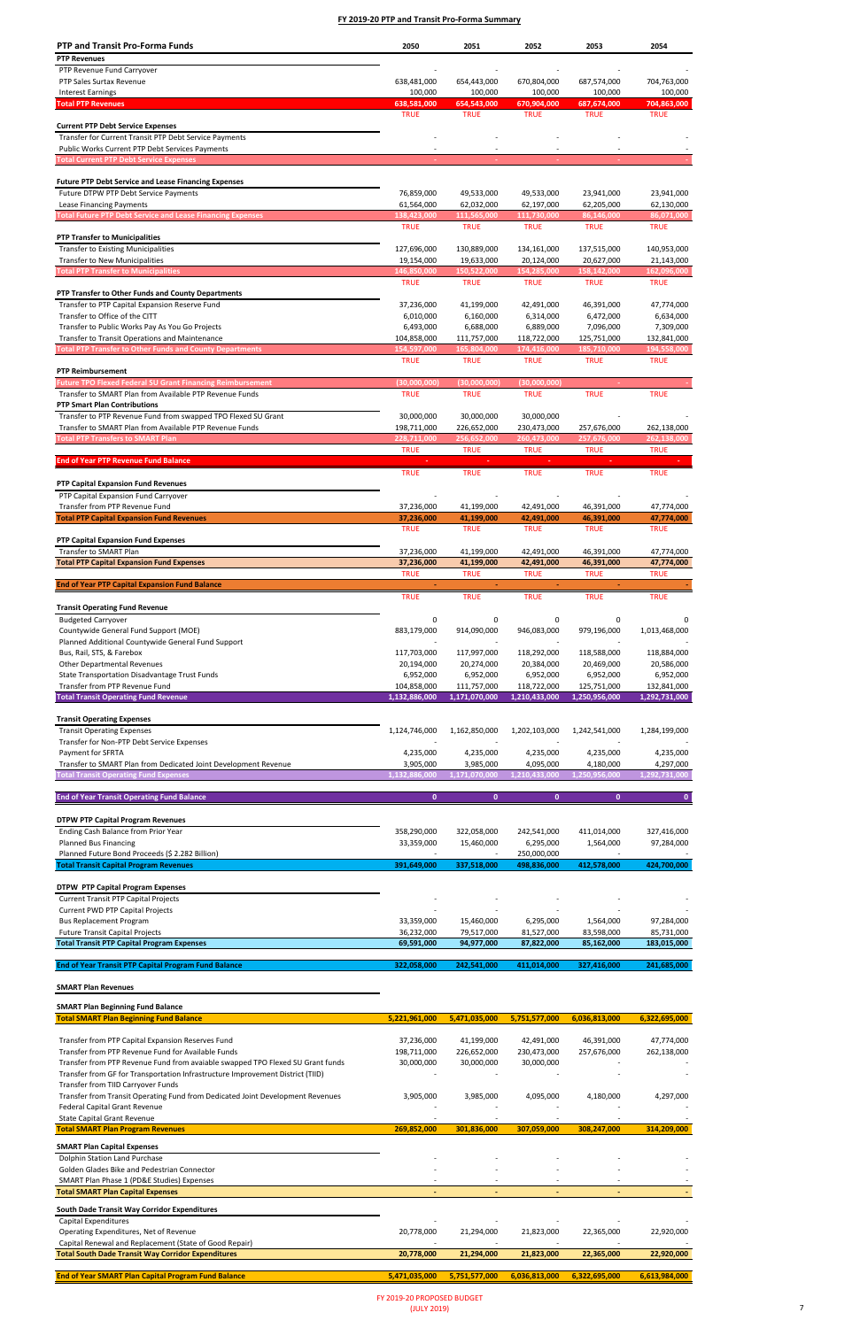# FY 2019-20 PTP and Transit Pro-Forma Summary

| PTP and Transit Pro-Forma Funds | 2050 | 2051 | 2052 | 2053 | 2054 |
|---|---|---|---|---|---|
| **PTP Revenues** | | | | | |
| PTP Revenue Fund Carryover | - | - | - | - | - |
| PTP Sales Surtax Revenue | 638,481,000 | 654,443,000 | 670,804,000 | 687,574,000 | 704,763,000 |
| Interest Earnings | 100,000 | 100,000 | 100,000 | 100,000 | 100,000 |
| **Total PTP Revenues** | **638,581,000** | **654,543,000** | **670,904,000** | **687,674,000** | **704,863,000** |
| | TRUE | TRUE | TRUE | TRUE | TRUE |
| **Current PTP Debt Service Expenses** | | | | | |
| Transfer for Current Transit PTP Debt Service Payments | - | - | - | - | - |
| Public Works Current PTP Debt Services Payments | - | - | - | - | - |
| **Total Current PTP Debt Service Expenses** | - | - | - | - | - |
| **Future PTP Debt Service and Lease Financing Expenses** | | | | | |
| Future DTPW PTP Debt Service Payments | 76,859,000 | 49,533,000 | 49,533,000 | 23,941,000 | 23,941,000 |
| Lease Financing Payments | 61,564,000 | 62,032,000 | 62,197,000 | 62,205,000 | 62,130,000 |
| **Total Future PTP Debt Service and Lease Financing Expenses** | **138,423,000** | **111,565,000** | **111,730,000** | **86,146,000** | **86,071,000** |
| | TRUE | TRUE | TRUE | TRUE | TRUE |
| **PTP Transfer to Municipalities** | | | | | |
| Transfer to Existing Municipalities | 127,696,000 | 130,889,000 | 134,161,000 | 137,515,000 | 140,953,000 |
| Transfer to New Municipalities | 19,154,000 | 19,633,000 | 20,124,000 | 20,627,000 | 21,143,000 |
| **Total PTP Transfer to Municipalities** | **146,850,000** | **150,522,000** | **154,285,000** | **158,142,000** | **162,096,000** |
| | TRUE | TRUE | TRUE | TRUE | TRUE |
| **PTP Transfer to Other Funds and County Departments** | | | | | |
| Transfer to PTP Capital Expansion Reserve Fund | 37,236,000 | 41,199,000 | 42,491,000 | 46,391,000 | 47,774,000 |
| Transfer to Office of the CITT | 6,010,000 | 6,160,000 | 6,314,000 | 6,472,000 | 6,634,000 |
| Transfer to Public Works Pay As You Go Projects | 6,493,000 | 6,688,000 | 6,889,000 | 7,096,000 | 7,309,000 |
| Transfer to Transit Operations and Maintenance | 104,858,000 | 111,757,000 | 118,722,000 | 125,751,000 | 132,841,000 |
| **Total PTP Transfer to Other Funds and County Departments** | **154,597,000** | **165,804,000** | **174,416,000** | **185,710,000** | **194,558,000** |
| | TRUE | TRUE | TRUE | TRUE | TRUE |
| **PTP Reimbursement** | | | | | |
| **Future TPO Flexed Federal SU Grant Financing Reimbursement** | **(30,000,000)** | **(30,000,000)** | **(30,000,000)** | - | - |
| Transfer to SMART Plan from Available PTP Revenue Funds | TRUE | TRUE | TRUE | TRUE | TRUE |
| **PTP Smart Plan Contributions** | | | | | |
| Transfer to PTP Revenue Fund from swapped TPO Flexed SU Grant | 30,000,000 | 30,000,000 | 30,000,000 | - | - |
| Transfer to SMART Plan from Available PTP Revenue Funds | 198,711,000 | 226,652,000 | 230,473,000 | 257,676,000 | 262,138,000 |
| **Total PTP Transfers to SMART Plan** | **228,711,000** | **256,652,000** | **260,473,000** | **257,676,000** | **262,138,000** |
| | TRUE | TRUE | TRUE | TRUE | TRUE |
| **End of Year PTP Revenue Fund Balance** | - | - | - | - | - |
| | TRUE | TRUE | TRUE | TRUE | TRUE |
| **PTP Capital Expansion Fund Revenues** | | | | | |
| PTP Capital Expansion Fund Carryover | - | - | - | - | - |
| Transfer from PTP Revenue Fund | 37,236,000 | 41,199,000 | 42,491,000 | 46,391,000 | 47,774,000 |
| **Total PTP Capital Expansion Fund Revenues** | **37,236,000** | **41,199,000** | **42,491,000** | **46,391,000** | **47,774,000** |
| | TRUE | TRUE | TRUE | TRUE | TRUE |
| **PTP Capital Expansion Fund Expenses** | | | | | |
| Transfer to SMART Plan | 37,236,000 | 41,199,000 | 42,491,000 | 46,391,000 | 47,774,000 |
| **Total PTP Capital Expansion Fund Expenses** | **37,236,000** | **41,199,000** | **42,491,000** | **46,391,000** | **47,774,000** |
| | TRUE | TRUE | TRUE | TRUE | TRUE |
| **End of Year PTP Capital Expansion Fund Balance** | - | - | - | - | - |
| | TRUE | TRUE | TRUE | TRUE | TRUE |
| **Transit Operating Fund Revenue** | | | | | |
| Budgeted Carryover | 0 | 0 | 0 | 0 | 0 |
| Countywide General Fund Support (MOE) | 883,179,000 | 914,090,000 | 946,083,000 | 979,196,000 | 1,013,468,000 |
| Planned Additional Countywide General Fund Support | - | - | - | - | - |
| Bus, Rail, STS, & Farebox | 117,703,000 | 117,997,000 | 118,292,000 | 118,588,000 | 118,884,000 |
| Other Departmental Revenues | 20,194,000 | 20,274,000 | 20,384,000 | 20,469,000 | 20,586,000 |
| State Transportation Disadvantage Trust Funds | 6,952,000 | 6,952,000 | 6,952,000 | 6,952,000 | 6,952,000 |
| Transfer from PTP Revenue Fund | 104,858,000 | 111,757,000 | 118,722,000 | 125,751,000 | 132,841,000 |
| **Total Transit Operating Fund Revenue** | **1,132,886,000** | **1,171,070,000** | **1,210,433,000** | **1,250,956,000** | **1,292,731,000** |
| **Transit Operating Expenses** | | | | | |
| Transit Operating Expenses | 1,124,746,000 | 1,162,850,000 | 1,202,103,000 | 1,242,541,000 | 1,284,199,000 |
| Transfer for Non-PTP Debt Service Expenses | - | - | - | - | - |
| Payment for SFRTA | 4,235,000 | 4,235,000 | 4,235,000 | 4,235,000 | 4,235,000 |
| Transfer to SMART Plan from Dedicated Joint Development Revenue | 3,905,000 | 3,985,000 | 4,095,000 | 4,180,000 | 4,297,000 |
| **Total Transit Operating Fund Expenses** | **1,132,886,000** | **1,171,070,000** | **1,210,433,000** | **1,250,956,000** | **1,292,731,000** |
| **End of Year Transit Operating Fund Balance** | **0** | **0** | **0** | **0** | **0** |
| **DTPW PTP Capital Program Revenues** | | | | | |
| Ending Cash Balance from Prior Year | 358,290,000 | 322,058,000 | 242,541,000 | 411,014,000 | 327,416,000 |
| Planned Bus Financing | 33,359,000 | 15,460,000 | 6,295,000 | 1,564,000 | 97,284,000 |
| Planned Future Bond Proceeds ($ 2.282 Billion) | - | - | 250,000,000 | - | - |
| **Total Transit Capital Program Revenues** | **391,649,000** | **337,518,000** | **498,836,000** | **412,578,000** | **424,700,000** |
| **DTPW PTP Capital Program Expenses** | | | | | |
| Current Transit PTP Capital Projects | - | - | - | - | - |
| Current PWD PTP Capital Projects | - | - | - | - | - |
| Bus Replacement Program | 33,359,000 | 15,460,000 | 6,295,000 | 1,564,000 | 97,284,000 |
| Future Transit Capital Projects | 36,232,000 | 79,517,000 | 81,527,000 | 83,598,000 | 85,731,000 |
| **Total Transit PTP Capital Program Expenses** | **69,591,000** | **94,977,000** | **87,822,000** | **85,162,000** | **183,015,000** |
| **End of Year Transit PTP Capital Program Fund Balance** | **322,058,000** | **242,541,000** | **411,014,000** | **327,416,000** | **241,685,000** |
| **SMART Plan Revenues** | | | | | |
| **SMART Plan Beginning Fund Balance** | | | | | |
| **Total SMART Plan Beginning Fund Balance** | **5,221,961,000** | **5,471,035,000** | **5,751,577,000** | **6,036,813,000** | **6,322,695,000** |
| Transfer from PTP Capital Expansion Reserves Fund | 37,236,000 | 41,199,000 | 42,491,000 | 46,391,000 | 47,774,000 |
| Transfer from PTP Revenue Fund for Available Funds | 198,711,000 | 226,652,000 | 230,473,000 | 257,676,000 | 262,138,000 |
| Transfer from PTP Revenue Fund from avaiable swapped TPO Flexed SU Grant funds | 30,000,000 | 30,000,000 | 30,000,000 | - | - |
| Transfer from GF for Transportation Infrastructure Improvement District (TIID) | - | - | - | - | - |
| Transfer from TIID Carryover Funds | | | | | |
| Transfer from Transit Operating Fund from Dedicated Joint Development Revenues | 3,905,000 | 3,985,000 | 4,095,000 | 4,180,000 | 4,297,000 |
| Federal Capital Grant Revenue | - | - | - | - | - |
| State Capital Grant Revenue | - | - | - | - | - |
| **Total SMART Plan Program Revenues** | **269,852,000** | **301,836,000** | **307,059,000** | **308,247,000** | **314,209,000** |
| **SMART Plan Capital Expenses** | | | | | |
| Dolphin Station Land Purchase | - | - | - | - | - |
| Golden Glades Bike and Pedestrian Connector | - | - | - | - | - |
| SMART Plan Phase 1 (PD&E Studies) Expenses | - | - | - | - | - |
| **Total SMART Plan Capital Expenses** | - | - | - | - | - |
| **South Dade Transit Way Corridor Expenditures** | | | | | |
| Capital Expenditures | - | - | - | - | - |
| Operating Expenditures, Net of Revenue | 20,778,000 | 21,294,000 | 21,823,000 | 22,365,000 | 22,920,000 |
| Capital Renewal and Replacement (State of Good Repair) | - | - | - | - | - |
| **Total South Dade Transit Way Corridor Expenditures** | **20,778,000** | **21,294,000** | **21,823,000** | **22,365,000** | **22,920,000** |
| **End of Year SMART Plan Capital Program Fund Balance** | **5,471,035,000** | **5,751,577,000** | **6,036,813,000** | **6,322,695,000** | **6,613,984,000** |

FY 2019-20 PROPOSED BUDGET
(JULY 2019)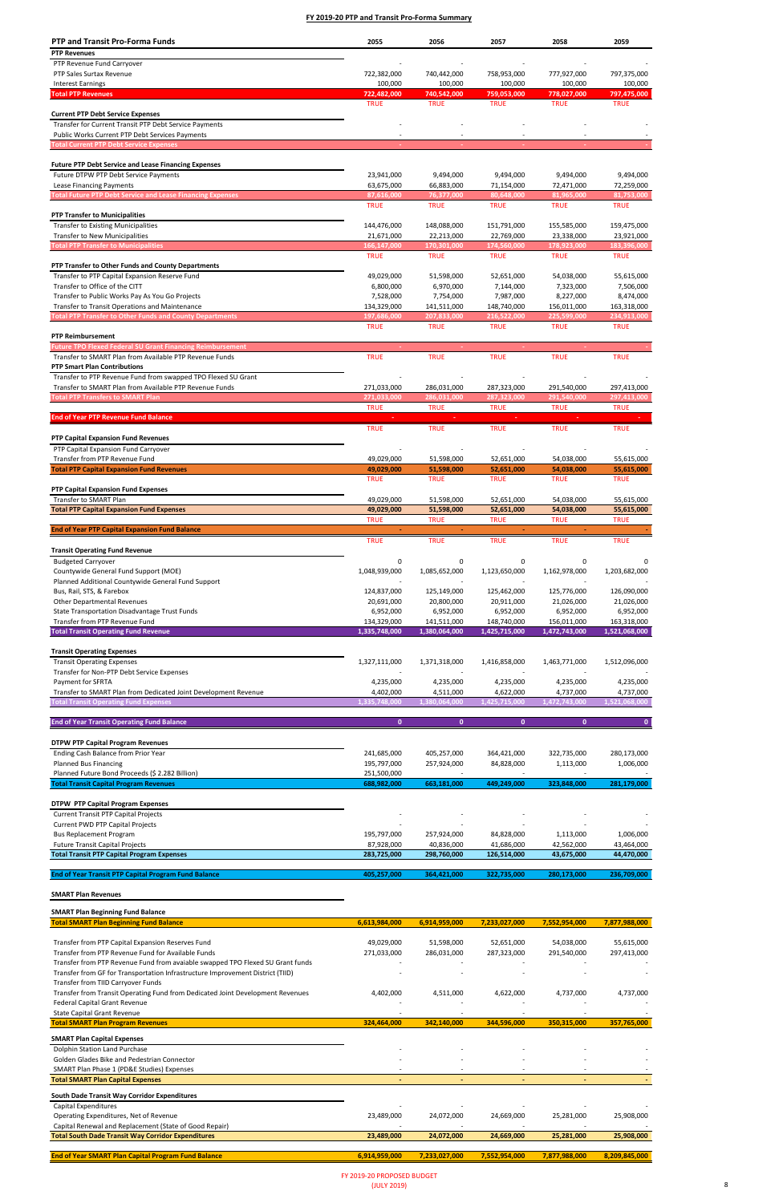# FY 2019-20 PTP and Transit Pro-Forma Summary

| PTP and Transit Pro-Forma Funds | 2055 | 2056 | 2057 | 2058 | 2059 |
|---|---|---|---|---|---|
| **PTP Revenues** | | | | | |
| PTP Revenue Fund Carryover | - | - | - | - | - |
| PTP Sales Surtax Revenue | 722,382,000 | 740,442,000 | 758,953,000 | 777,927,000 | 797,375,000 |
| Interest Earnings | 100,000 | 100,000 | 100,000 | 100,000 | 100,000 |
| **Total PTP Revenues** | **722,482,000** | **740,542,000** | **759,053,000** | **778,027,000** | **797,475,000** |
| | TRUE | TRUE | TRUE | TRUE | TRUE |
| **Current PTP Debt Service Expenses** | | | | | |
| Transfer for Current Transit PTP Debt Service Payments | - | - | - | - | - |
| Public Works Current PTP Debt Services Payments | - | - | - | - | - |
| **Total Current PTP Debt Service Expenses** | - | - | - | - | - |
| **Future PTP Debt Service and Lease Financing Expenses** | | | | | |
| Future DTPW PTP Debt Service Payments | 23,941,000 | 9,494,000 | 9,494,000 | 9,494,000 | 9,494,000 |
| Lease Financing Payments | 63,675,000 | 66,883,000 | 71,154,000 | 72,471,000 | 72,259,000 |
| **Total Future PTP Debt Service and Lease Financing Expenses** | **87,616,000** | **76,377,000** | **80,648,000** | **81,965,000** | **81,753,000** |
| | TRUE | TRUE | TRUE | TRUE | TRUE |
| **PTP Transfer to Municipalities** | | | | | |
| Transfer to Existing Municipalities | 144,476,000 | 148,088,000 | 151,791,000 | 155,585,000 | 159,475,000 |
| Transfer to New Municipalities | 21,671,000 | 22,213,000 | 22,769,000 | 23,338,000 | 23,921,000 |
| **Total PTP Transfer to Municipalities** | **166,147,000** | **170,301,000** | **174,560,000** | **178,923,000** | **183,396,000** |
| | TRUE | TRUE | TRUE | TRUE | TRUE |
| **PTP Transfer to Other Funds and County Departments** | | | | | |
| Transfer to PTP Capital Expansion Reserve Fund | 49,029,000 | 51,598,000 | 52,651,000 | 54,038,000 | 55,615,000 |
| Transfer to Office of the CITT | 6,800,000 | 6,970,000 | 7,144,000 | 7,323,000 | 7,506,000 |
| Transfer to Public Works Pay As You Go Projects | 7,528,000 | 7,754,000 | 7,987,000 | 8,227,000 | 8,474,000 |
| Transfer to Transit Operations and Maintenance | 134,329,000 | 141,511,000 | 148,740,000 | 156,011,000 | 163,318,000 |
| **Total PTP Transfer to Other Funds and County Departments** | **197,686,000** | **207,833,000** | **216,522,000** | **225,599,000** | **234,913,000** |
| | TRUE | TRUE | TRUE | TRUE | TRUE |
| **PTP Reimbursement** | | | | | |
| **Future TPO Flexed Federal SU Grant Financing Reimbursement** | - | - | - | - | - |
| Transfer to SMART Plan from Available PTP Revenue Funds | TRUE | TRUE | TRUE | TRUE | TRUE |
| **PTP Smart Plan Contributions** | | | | | |
| Transfer to PTP Revenue Fund from swapped TPO Flexed SU Grant | - | - | - | - | - |
| Transfer to SMART Plan from Available PTP Revenue Funds | 271,033,000 | 286,031,000 | 287,323,000 | 291,540,000 | 297,413,000 |
| **Total PTP Transfers to SMART Plan** | **271,033,000** | **286,031,000** | **287,323,000** | **291,540,000** | **297,413,000** |
| | TRUE | TRUE | TRUE | TRUE | TRUE |
| **End of Year PTP Revenue Fund Balance** | - | - | - | - | - |
| | TRUE | TRUE | TRUE | TRUE | TRUE |
| **PTP Capital Expansion Fund Revenues** | | | | | |
| PTP Capital Expansion Fund Carryover | - | - | - | - | - |
| Transfer from PTP Revenue Fund | 49,029,000 | 51,598,000 | 52,651,000 | 54,038,000 | 55,615,000 |
| **Total PTP Capital Expansion Fund Revenues** | **49,029,000** | **51,598,000** | **52,651,000** | **54,038,000** | **55,615,000** |
| | TRUE | TRUE | TRUE | TRUE | TRUE |
| **PTP Capital Expansion Fund Expenses** | | | | | |
| Transfer to SMART Plan | 49,029,000 | 51,598,000 | 52,651,000 | 54,038,000 | 55,615,000 |
| **Total PTP Capital Expansion Fund Expenses** | **49,029,000** | **51,598,000** | **52,651,000** | **54,038,000** | **55,615,000** |
| | TRUE | TRUE | TRUE | TRUE | TRUE |
| **End of Year PTP Capital Expansion Fund Balance** | - | - | - | - | - |
| | TRUE | TRUE | TRUE | TRUE | TRUE |
| **Transit Operating Fund Revenue** | | | | | |
| Budgeted Carryover | 0 | 0 | 0 | 0 | 0 |
| Countywide General Fund Support (MOE) | 1,048,939,000 | 1,085,652,000 | 1,123,650,000 | 1,162,978,000 | 1,203,682,000 |
| Planned Additional Countywide General Fund Support | - | - | - | - | - |
| Bus, Rail, STS, & Farebox | 124,837,000 | 125,149,000 | 125,462,000 | 125,776,000 | 126,090,000 |
| Other Departmental Revenues | 20,691,000 | 20,800,000 | 20,911,000 | 21,026,000 | 21,026,000 |
| State Transportation Disadvantage Trust Funds | 6,952,000 | 6,952,000 | 6,952,000 | 6,952,000 | 6,952,000 |
| Transfer from PTP Revenue Fund | 134,329,000 | 141,511,000 | 148,740,000 | 156,011,000 | 163,318,000 |
| **Total Transit Operating Fund Revenue** | **1,335,748,000** | **1,380,064,000** | **1,425,715,000** | **1,472,743,000** | **1,521,068,000** |
| **Transit Operating Expenses** | | | | | |
| Transit Operating Expenses | 1,327,111,000 | 1,371,318,000 | 1,416,858,000 | 1,463,771,000 | 1,512,096,000 |
| Transfer for Non-PTP Debt Service Expenses | - | - | - | - | - |
| Payment for SFRTA | 4,235,000 | 4,235,000 | 4,235,000 | 4,235,000 | 4,235,000 |
| Transfer to SMART Plan from Dedicated Joint Development Revenue | 4,402,000 | 4,511,000 | 4,622,000 | 4,737,000 | 4,737,000 |
| **Total Transit Operating Fund Expenses** | **1,335,748,000** | **1,380,064,000** | **1,425,715,000** | **1,472,743,000** | **1,521,068,000** |
| **End of Year Transit Operating Fund Balance** | **0** | **0** | **0** | **0** | **0** |
| **DTPW PTP Capital Program Revenues** | | | | | |
| Ending Cash Balance from Prior Year | 241,685,000 | 405,257,000 | 364,421,000 | 322,735,000 | 280,173,000 |
| Planned Bus Financing | 195,797,000 | 257,924,000 | 84,828,000 | 1,113,000 | 1,006,000 |
| Planned Future Bond Proceeds ($ 2.282 Billion) | 251,500,000 | - | - | - | - |
| **Total Transit Capital Program Revenues** | **688,982,000** | **663,181,000** | **449,249,000** | **323,848,000** | **281,179,000** |
| **DTPW PTP Capital Program Expenses** | | | | | |
| Current Transit PTP Capital Projects | - | - | - | - | - |
| Current PWD PTP Capital Projects | - | - | - | - | - |
| Bus Replacement Program | 195,797,000 | 257,924,000 | 84,828,000 | 1,113,000 | 1,006,000 |
| Future Transit Capital Projects | 87,928,000 | 40,836,000 | 41,686,000 | 42,562,000 | 43,464,000 |
| **Total Transit PTP Capital Program Expenses** | **283,725,000** | **298,760,000** | **126,514,000** | **43,675,000** | **44,470,000** |
| **End of Year Transit PTP Capital Program Fund Balance** | **405,257,000** | **364,421,000** | **322,735,000** | **280,173,000** | **236,709,000** |
| **SMART Plan Revenues** | | | | | |
| **SMART Plan Beginning Fund Balance** | | | | | |
| **Total SMART Plan Beginning Fund Balance** | **6,613,984,000** | **6,914,959,000** | **7,233,027,000** | **7,552,954,000** | **7,877,988,000** |
| Transfer from PTP Capital Expansion Reserves Fund | 49,029,000 | 51,598,000 | 52,651,000 | 54,038,000 | 55,615,000 |
| Transfer from PTP Revenue Fund for Available Funds | 271,033,000 | 286,031,000 | 287,323,000 | 291,540,000 | 297,413,000 |
| Transfer from PTP Revenue Fund from avaiable swapped TPO Flexed SU Grant funds | - | - | - | - | - |
| Transfer from GF for Transportation Infrastructure Improvement District (TIID) | - | - | - | - | - |
| Transfer from TIID Carryover Funds | | | | | |
| Transfer from Transit Operating Fund from Dedicated Joint Development Revenues | 4,402,000 | 4,511,000 | 4,622,000 | 4,737,000 | 4,737,000 |
| Federal Capital Grant Revenue | - | - | - | - | - |
| State Capital Grant Revenue | - | - | - | - | - |
| **Total SMART Plan Program Revenues** | **324,464,000** | **342,140,000** | **344,596,000** | **350,315,000** | **357,765,000** |
| **SMART Plan Capital Expenses** | | | | | |
| Dolphin Station Land Purchase | - | - | - | - | - |
| Golden Glades Bike and Pedestrian Connector | - | - | - | - | - |
| SMART Plan Phase 1 (PD&E Studies) Expenses | - | - | - | - | - |
| **Total SMART Plan Capital Expenses** | **-** | **-** | **-** | **-** | **-** |
| **South Dade Transit Way Corridor Expenditures** | | | | | |
| Capital Expenditures | - | - | - | - | - |
| Operating Expenditures, Net of Revenue | 23,489,000 | 24,072,000 | 24,669,000 | 25,281,000 | 25,908,000 |
| Capital Renewal and Replacement (State of Good Repair) | - | - | - | - | - |
| **Total South Dade Transit Way Corridor Expenditures** | **23,489,000** | **24,072,000** | **24,669,000** | **25,281,000** | **25,908,000** |
| **End of Year SMART Plan Capital Program Fund Balance** | **6,914,959,000** | **7,233,027,000** | **7,552,954,000** | **7,877,988,000** | **8,209,845,000** |

FY 2019-20 PROPOSED BUDGET
(JULY 2019)